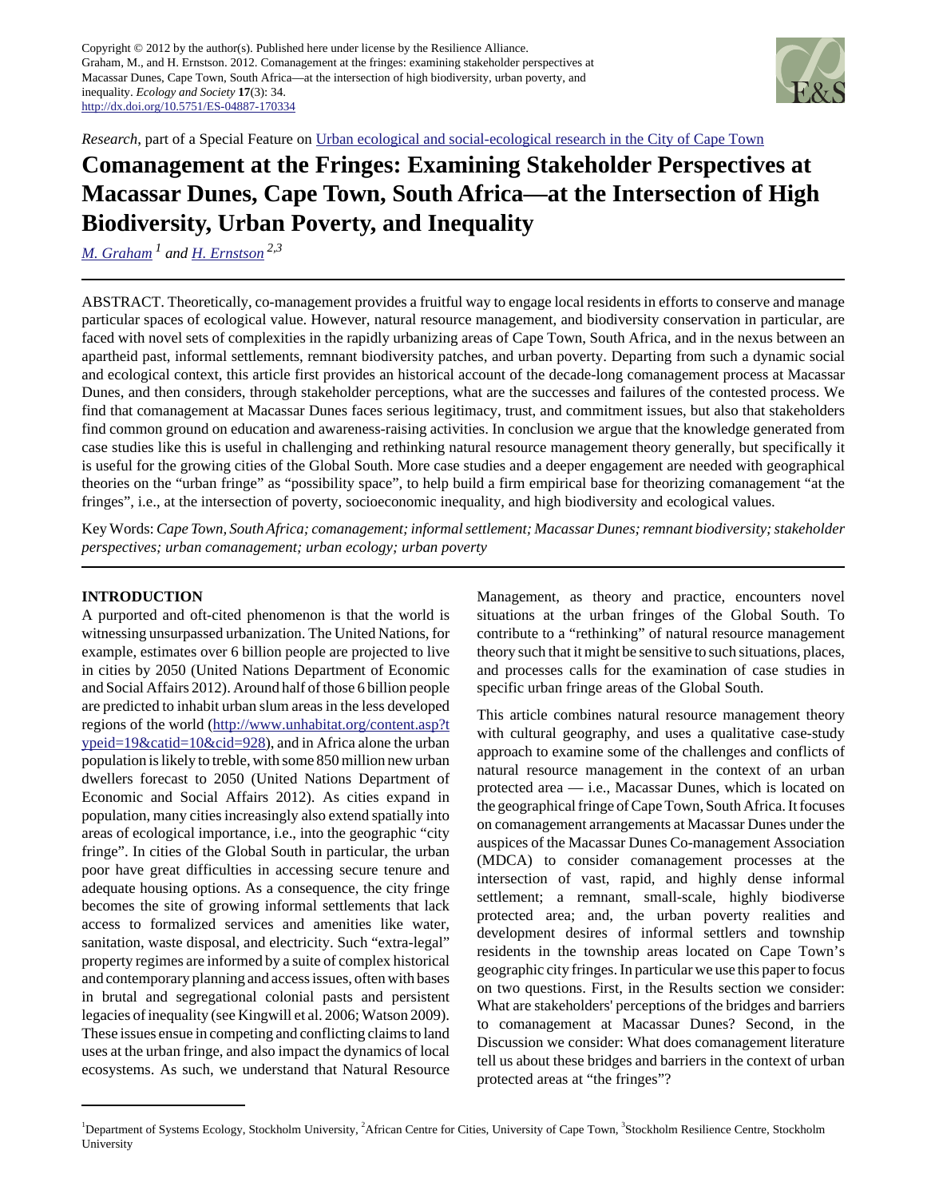Copyright © 2012 by the author(s). Published here under license by the Resilience Alliance.
Graham, M., and H. Ernstson. 2012. Comanagement at the fringes: examining stakeholder perspectives at Macassar Dunes, Cape Town, South Africa—at the intersection of high biodiversity, urban poverty, and inequality. *Ecology and Society* **17**(3): 34.
http://dx.doi.org/10.5751/ES-04887-170334

*Research*, part of a Special Feature on Urban ecological and social-ecological research in the City of Cape Town

# Comanagement at the Fringes: Examining Stakeholder Perspectives at Macassar Dunes, Cape Town, South Africa—at the Intersection of High Biodiversity, Urban Poverty, and Inequality

*M. Graham* [1] *and H. Ernstson* [2,3]

ABSTRACT. Theoretically, co-management provides a fruitful way to engage local residents in efforts to conserve and manage particular spaces of ecological value. However, natural resource management, and biodiversity conservation in particular, are faced with novel sets of complexities in the rapidly urbanizing areas of Cape Town, South Africa, and in the nexus between an apartheid past, informal settlements, remnant biodiversity patches, and urban poverty. Departing from such a dynamic social and ecological context, this article first provides an historical account of the decade-long comanagement process at Macassar Dunes, and then considers, through stakeholder perceptions, what are the successes and failures of the contested process. We find that comanagement at Macassar Dunes faces serious legitimacy, trust, and commitment issues, but also that stakeholders find common ground on education and awareness-raising activities. In conclusion we argue that the knowledge generated from case studies like this is useful in challenging and rethinking natural resource management theory generally, but specifically it is useful for the growing cities of the Global South. More case studies and a deeper engagement are needed with geographical theories on the "urban fringe" as "possibility space", to help build a firm empirical base for theorizing comanagement "at the fringes", i.e., at the intersection of poverty, socioeconomic inequality, and high biodiversity and ecological values.

Key Words: *Cape Town, South Africa; comanagement; informal settlement; Macassar Dunes; remnant biodiversity; stakeholder perspectives; urban comanagement; urban ecology; urban poverty*

## INTRODUCTION

A purported and oft-cited phenomenon is that the world is witnessing unsurpassed urbanization. The United Nations, for example, estimates over 6 billion people are projected to live in cities by 2050 (United Nations Department of Economic and Social Affairs 2012). Around half of those 6 billion people are predicted to inhabit urban slum areas in the less developed regions of the world (http://www.unhabitat.org/content.asp?typeid=19&catid=10&cid=928), and in Africa alone the urban population is likely to treble, with some 850 million new urban dwellers forecast to 2050 (United Nations Department of Economic and Social Affairs 2012). As cities expand in population, many cities increasingly also extend spatially into areas of ecological importance, i.e., into the geographic "city fringe". In cities of the Global South in particular, the urban poor have great difficulties in accessing secure tenure and adequate housing options. As a consequence, the city fringe becomes the site of growing informal settlements that lack access to formalized services and amenities like water, sanitation, waste disposal, and electricity. Such "extra-legal" property regimes are informed by a suite of complex historical and contemporary planning and access issues, often with bases in brutal and segregational colonial pasts and persistent legacies of inequality (see Kingwill et al. 2006; Watson 2009). These issues ensue in competing and conflicting claims to land uses at the urban fringe, and also impact the dynamics of local ecosystems. As such, we understand that Natural Resource Management, as theory and practice, encounters novel situations at the urban fringes of the Global South. To contribute to a "rethinking" of natural resource management theory such that it might be sensitive to such situations, places, and processes calls for the examination of case studies in specific urban fringe areas of the Global South.

This article combines natural resource management theory with cultural geography, and uses a qualitative case-study approach to examine some of the challenges and conflicts of natural resource management in the context of an urban protected area — i.e., Macassar Dunes, which is located on the geographical fringe of Cape Town, South Africa. It focuses on comanagement arrangements at Macassar Dunes under the auspices of the Macassar Dunes Co-management Association (MDCA) to consider comanagement processes at the intersection of vast, rapid, and highly dense informal settlement; a remnant, small-scale, highly biodiverse protected area; and, the urban poverty realities and development desires of informal settlers and township residents in the township areas located on Cape Town's geographic city fringes. In particular we use this paper to focus on two questions. First, in the Results section we consider: What are stakeholders' perceptions of the bridges and barriers to comanagement at Macassar Dunes? Second, in the Discussion we consider: What does comanagement literature tell us about these bridges and barriers in the context of urban protected areas at "the fringes"?

[1] Department of Systems Ecology, Stockholm University, [2] African Centre for Cities, University of Cape Town, [3] Stockholm Resilience Centre, Stockholm University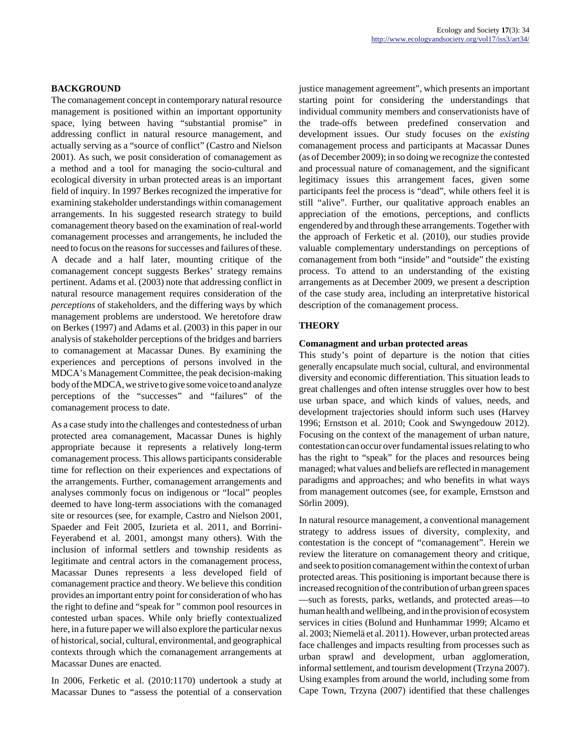## BACKGROUND

The comanagement concept in contemporary natural resource management is positioned within an important opportunity space, lying between having "substantial promise" in addressing conflict in natural resource management, and actually serving as a "source of conflict" (Castro and Nielson 2001). As such, we posit consideration of comanagement as a method and a tool for managing the socio-cultural and ecological diversity in urban protected areas is an important field of inquiry. In 1997 Berkes recognized the imperative for examining stakeholder understandings within comanagement arrangements. In his suggested research strategy to build comanagement theory based on the examination of real-world comanagement processes and arrangements, he included the need to focus on the reasons for successes and failures of these. A decade and a half later, mounting critique of the comanagement concept suggests Berkes' strategy remains pertinent. Adams et al. (2003) note that addressing conflict in natural resource management requires consideration of the *perceptions* of stakeholders, and the differing ways by which management problems are understood. We heretofore draw on Berkes (1997) and Adams et al. (2003) in this paper in our analysis of stakeholder perceptions of the bridges and barriers to comanagement at Macassar Dunes. By examining the experiences and perceptions of persons involved in the MDCA's Management Committee, the peak decision-making body of the MDCA, we strive to give some voice to and analyze perceptions of the "successes" and "failures" of the comanagement process to date.

As a case study into the challenges and contestedness of urban protected area comanagement, Macassar Dunes is highly appropriate because it represents a relatively long-term comanagement process. This allows participants considerable time for reflection on their experiences and expectations of the arrangements. Further, comanagement arrangements and analyses commonly focus on indigenous or "local" peoples deemed to have long-term associations with the comanaged site or resources (see, for example, Castro and Nielson 2001, Spaeder and Feit 2005, Izurieta et al. 2011, and Borrini-Feyerabend et al. 2001, amongst many others). With the inclusion of informal settlers and township residents as legitimate and central actors in the comanagement process, Macassar Dunes represents a less developed field of comanagement practice and theory. We believe this condition provides an important entry point for consideration of who has the right to define and "speak for " common pool resources in contested urban spaces. While only briefly contextualized here, in a future paper we will also explore the particular nexus of historical, social, cultural, environmental, and geographical contexts through which the comanagement arrangements at Macassar Dunes are enacted.

In 2006, Ferketic et al. (2010:1170) undertook a study at Macassar Dunes to "assess the potential of a conservation justice management agreement", which presents an important starting point for considering the understandings that individual community members and conservationists have of the trade-offs between predefined conservation and development issues. Our study focuses on the *existing* comanagement process and participants at Macassar Dunes (as of December 2009); in so doing we recognize the contested and processual nature of comanagement, and the significant legitimacy issues this arrangement faces, given some participants feel the process is "dead", while others feel it is still "alive". Further, our qualitative approach enables an appreciation of the emotions, perceptions, and conflicts engendered by and through these arrangements. Together with the approach of Ferketic et al. (2010), our studies provide valuable complementary understandings on perceptions of comanagement from both "inside" and "outside" the existing process. To attend to an understanding of the existing arrangements as at December 2009, we present a description of the case study area, including an interpretative historical description of the comanagement process.

## THEORY

### Comanagment and urban protected areas

This study's point of departure is the notion that cities generally encapsulate much social, cultural, and environmental diversity and economic differentiation. This situation leads to great challenges and often intense struggles over how to best use urban space, and which kinds of values, needs, and development trajectories should inform such uses (Harvey 1996; Ernstson et al. 2010; Cook and Swyngedouw 2012). Focusing on the context of the management of urban nature, contestation can occur over fundamental issues relating to who has the right to "speak" for the places and resources being managed; what values and beliefs are reflected in management paradigms and approaches; and who benefits in what ways from management outcomes (see, for example, Ernstson and Sörlin 2009).

In natural resource management, a conventional management strategy to address issues of diversity, complexity, and contestation is the concept of "comanagement". Herein we review the literature on comanagement theory and critique, and seek to position comanagement within the context of urban protected areas. This positioning is important because there is increased recognition of the contribution of urban green spaces—such as forests, parks, wetlands, and protected areas—to human health and wellbeing, and in the provision of ecosystem services in cities (Bolund and Hunhammar 1999; Alcamo et al. 2003; Niemelä et al. 2011). However, urban protected areas face challenges and impacts resulting from processes such as urban sprawl and development, urban agglomeration, informal settlement, and tourism development (Trzyna 2007). Using examples from around the world, including some from Cape Town, Trzyna (2007) identified that these challenges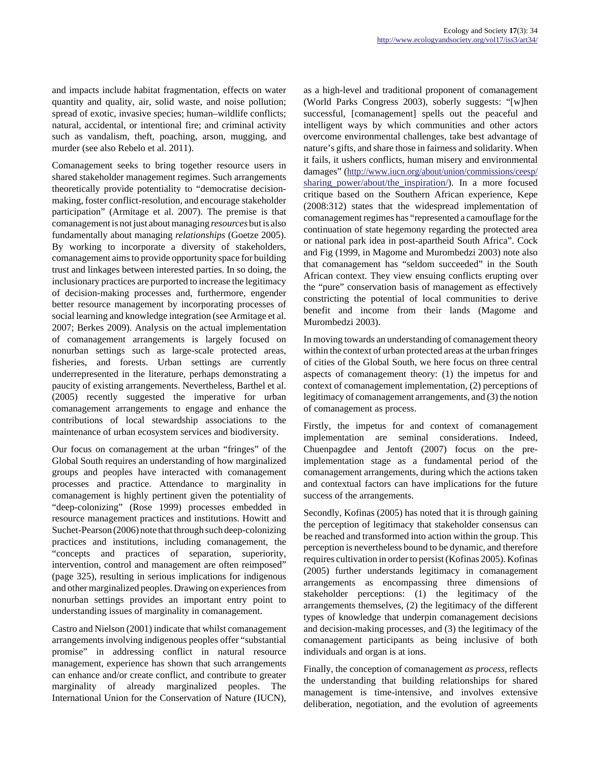and impacts include habitat fragmentation, effects on water quantity and quality, air, solid waste, and noise pollution; spread of exotic, invasive species; human–wildlife conflicts; natural, accidental, or intentional fire; and criminal activity such as vandalism, theft, poaching, arson, mugging, and murder (see also Rebelo et al. 2011).

Comanagement seeks to bring together resource users in shared stakeholder management regimes. Such arrangements theoretically provide potentiality to "democratise decision-making, foster conflict-resolution, and encourage stakeholder participation" (Armitage et al. 2007). The premise is that comanagement is not just about managing *resources* but is also fundamentally about managing *relationships* (Goetze 2005). By working to incorporate a diversity of stakeholders, comanagement aims to provide opportunity space for building trust and linkages between interested parties. In so doing, the inclusionary practices are purported to increase the legitimacy of decision-making processes and, furthermore, engender better resource management by incorporating processes of social learning and knowledge integration (see Armitage et al. 2007; Berkes 2009). Analysis on the actual implementation of comanagement arrangements is largely focused on nonurban settings such as large-scale protected areas, fisheries, and forests. Urban settings are currently underrepresented in the literature, perhaps demonstrating a paucity of existing arrangements. Nevertheless, Barthel et al. (2005) recently suggested the imperative for urban comanagement arrangements to engage and enhance the contributions of local stewardship associations to the maintenance of urban ecosystem services and biodiversity.

Our focus on comanagement at the urban "fringes" of the Global South requires an understanding of how marginalized groups and peoples have interacted with comanagement processes and practice. Attendance to marginality in comanagement is highly pertinent given the potentiality of "deep-colonizing" (Rose 1999) processes embedded in resource management practices and institutions. Howitt and Suchet-Pearson (2006) note that through such deep-colonizing practices and institutions, including comanagement, the "concepts and practices of separation, superiority, intervention, control and management are often reimposed" (page 325), resulting in serious implications for indigenous and other marginalized peoples. Drawing on experiences from nonurban settings provides an important entry point to understanding issues of marginality in comanagement.

Castro and Nielson (2001) indicate that whilst comanagement arrangements involving indigenous peoples offer "substantial promise" in addressing conflict in natural resource management, experience has shown that such arrangements can enhance and/or create conflict, and contribute to greater marginality of already marginalized peoples. The International Union for the Conservation of Nature (IUCN), as a high-level and traditional proponent of comanagement (World Parks Congress 2003), soberly suggests: "[w]hen successful, [comanagement] spells out the peaceful and intelligent ways by which communities and other actors overcome environmental challenges, take best advantage of nature's gifts, and share those in fairness and solidarity. When it fails, it ushers conflicts, human misery and environmental damages" (http://www.iucn.org/about/union/commissions/ceesp/sharing_power/about/the_inspiration/). In a more focused critique based on the Southern African experience, Kepe (2008:312) states that the widespread implementation of comanagement regimes has "represented a camouflage for the continuation of state hegemony regarding the protected area or national park idea in post-apartheid South Africa". Cock and Fig (1999, in Magome and Murombedzi 2003) note also that comanagement has "seldom succeeded" in the South African context. They view ensuing conflicts erupting over the "pure" conservation basis of management as effectively constricting the potential of local communities to derive benefit and income from their lands (Magome and Murombedzi 2003).

In moving towards an understanding of comanagement theory within the context of urban protected areas at the urban fringes of cities of the Global South, we here focus on three central aspects of comanagement theory: (1) the impetus for and context of comanagement implementation, (2) perceptions of legitimacy of comanagement arrangements, and (3) the notion of comanagement as process.

Firstly, the impetus for and context of comanagement implementation are seminal considerations. Indeed, Chuenpagdee and Jentoft (2007) focus on the pre-implementation stage as a fundamental period of the comanagement arrangements, during which the actions taken and contextual factors can have implications for the future success of the arrangements.

Secondly, Kofinas (2005) has noted that it is through gaining the perception of legitimacy that stakeholder consensus can be reached and transformed into action within the group. This perception is nevertheless bound to be dynamic, and therefore requires cultivation in order to persist (Kofinas 2005). Kofinas (2005) further understands legitimacy in comanagement arrangements as encompassing three dimensions of stakeholder perceptions: (1) the legitimacy of the arrangements themselves, (2) the legitimacy of the different types of knowledge that underpin comanagement decisions and decision-making processes, and (3) the legitimacy of the comanagement participants as being inclusive of both individuals and organ is at ions.

Finally, the conception of comanagement *as process*, reflects the understanding that building relationships for shared management is time-intensive, and involves extensive deliberation, negotiation, and the evolution of agreements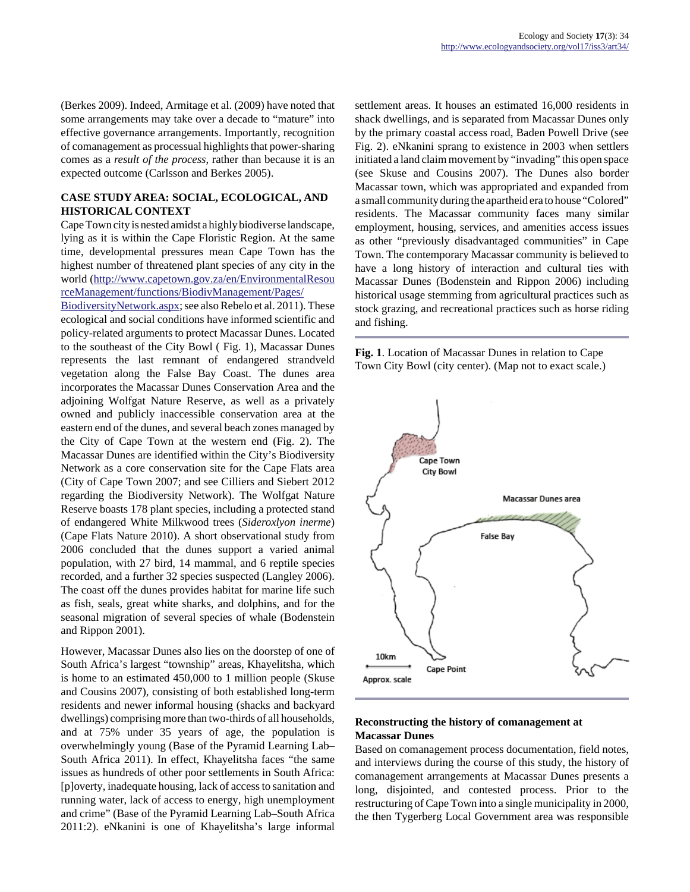(Berkes 2009). Indeed, Armitage et al. (2009) have noted that some arrangements may take over a decade to "mature" into effective governance arrangements. Importantly, recognition of comanagement as processual highlights that power-sharing comes as a *result of the process*, rather than because it is an expected outcome (Carlsson and Berkes 2005).

## CASE STUDY AREA: SOCIAL, ECOLOGICAL, AND HISTORICAL CONTEXT

Cape Town city is nested amidst a highly biodiverse landscape, lying as it is within the Cape Floristic Region. At the same time, developmental pressures mean Cape Town has the highest number of threatened plant species of any city in the world (http://www.capetown.gov.za/en/EnvironmentalResourceManagement/functions/BiodivManagement/Pages/BiodiversityNetwork.aspx; see also Rebelo et al. 2011). These ecological and social conditions have informed scientific and policy-related arguments to protect Macassar Dunes. Located to the southeast of the City Bowl ( Fig. 1), Macassar Dunes represents the last remnant of endangered strandveld vegetation along the False Bay Coast. The dunes area incorporates the Macassar Dunes Conservation Area and the adjoining Wolfgat Nature Reserve, as well as a privately owned and publicly inaccessible conservation area at the eastern end of the dunes, and several beach zones managed by the City of Cape Town at the western end (Fig. 2). The Macassar Dunes are identified within the City's Biodiversity Network as a core conservation site for the Cape Flats area (City of Cape Town 2007; and see Cilliers and Siebert 2012 regarding the Biodiversity Network). The Wolfgat Nature Reserve boasts 178 plant species, including a protected stand of endangered White Milkwood trees (*Sideroxlyon inerme*) (Cape Flats Nature 2010). A short observational study from 2006 concluded that the dunes support a varied animal population, with 27 bird, 14 mammal, and 6 reptile species recorded, and a further 32 species suspected (Langley 2006). The coast off the dunes provides habitat for marine life such as fish, seals, great white sharks, and dolphins, and for the seasonal migration of several species of whale (Bodenstein and Rippon 2001).

However, Macassar Dunes also lies on the doorstep of one of South Africa's largest "township" areas, Khayelitsha, which is home to an estimated 450,000 to 1 million people (Skuse and Cousins 2007), consisting of both established long-term residents and newer informal housing (shacks and backyard dwellings) comprising more than two-thirds of all households, and at 75% under 35 years of age, the population is overwhelmingly young (Base of the Pyramid Learning Lab–South Africa 2011). In effect, Khayelitsha faces "the same issues as hundreds of other poor settlements in South Africa: [p]overty, inadequate housing, lack of access to sanitation and running water, lack of access to energy, high unemployment and crime" (Base of the Pyramid Learning Lab–South Africa 2011:2). eNkanini is one of Khayelitsha's large informal settlement areas. It houses an estimated 16,000 residents in shack dwellings, and is separated from Macassar Dunes only by the primary coastal access road, Baden Powell Drive (see Fig. 2). eNkanini sprang to existence in 2003 when settlers initiated a land claim movement by "invading" this open space (see Skuse and Cousins 2007). The Dunes also border Macassar town, which was appropriated and expanded from a small community during the apartheid era to house "Colored" residents. The Macassar community faces many similar employment, housing, services, and amenities access issues as other "previously disadvantaged communities" in Cape Town. The contemporary Macassar community is believed to have a long history of interaction and cultural ties with Macassar Dunes (Bodenstein and Rippon 2006) including historical usage stemming from agricultural practices such as stock grazing, and recreational practices such as horse riding and fishing.

**Fig. 1**. Location of Macassar Dunes in relation to Cape Town City Bowl (city center). (Map not to exact scale.)

### Reconstructing the history of comanagement at Macassar Dunes

Based on comanagement process documentation, field notes, and interviews during the course of this study, the history of comanagement arrangements at Macassar Dunes presents a long, disjointed, and contested process. Prior to the restructuring of Cape Town into a single municipality in 2000, the then Tygerberg Local Government area was responsible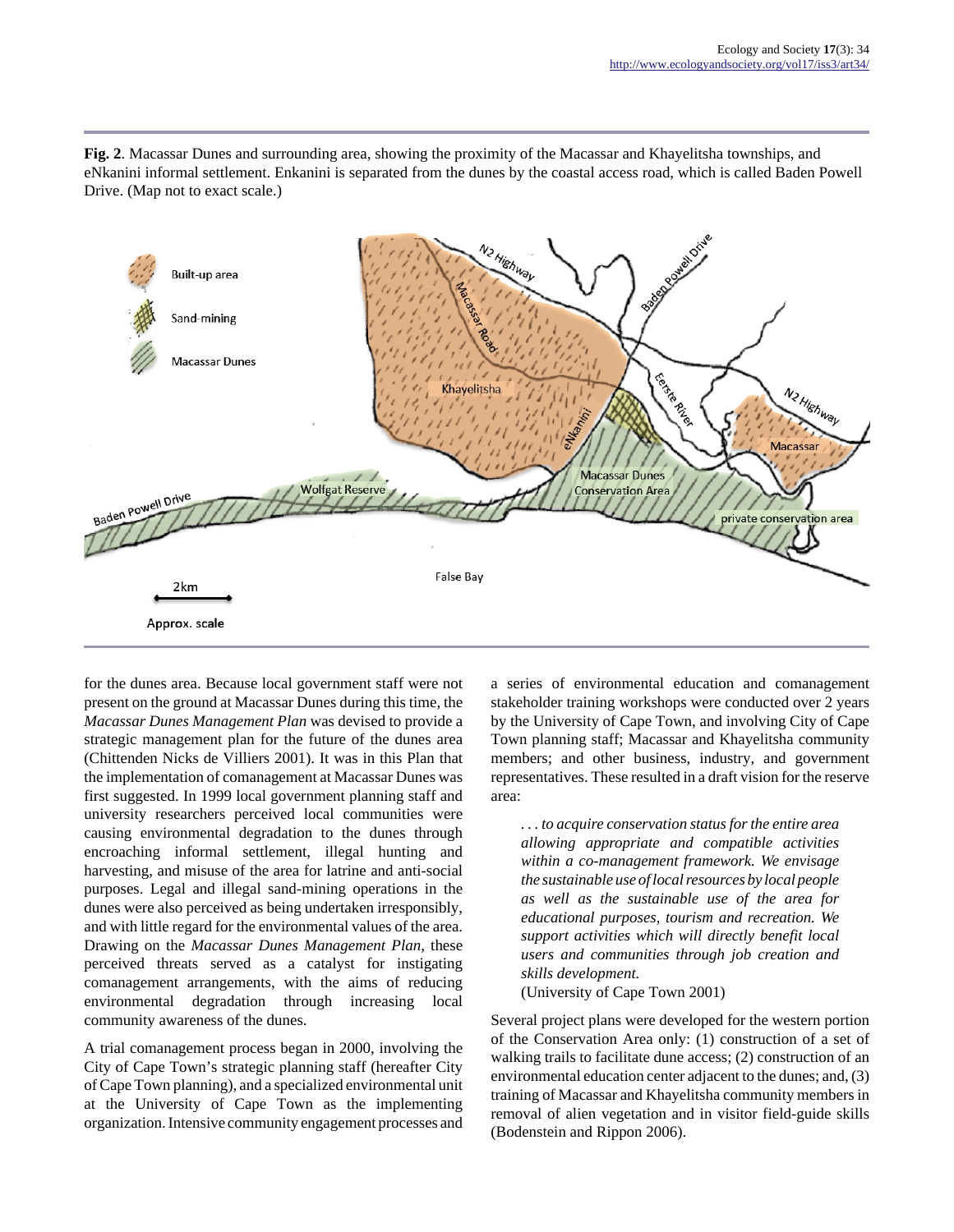**Fig. 2**. Macassar Dunes and surrounding area, showing the proximity of the Macassar and Khayelitsha townships, and eNkanini informal settlement. Enkanini is separated from the dunes by the coastal access road, which is called Baden Powell Drive. (Map not to exact scale.)

for the dunes area. Because local government staff were not present on the ground at Macassar Dunes during this time, the *Macassar Dunes Management Plan* was devised to provide a strategic management plan for the future of the dunes area (Chittenden Nicks de Villiers 2001). It was in this Plan that the implementation of comanagement at Macassar Dunes was first suggested. In 1999 local government planning staff and university researchers perceived local communities were causing environmental degradation to the dunes through encroaching informal settlement, illegal hunting and harvesting, and misuse of the area for latrine and anti-social purposes. Legal and illegal sand-mining operations in the dunes were also perceived as being undertaken irresponsibly, and with little regard for the environmental values of the area. Drawing on the *Macassar Dunes Management Plan*, these perceived threats served as a catalyst for instigating comanagement arrangements, with the aims of reducing environmental degradation through increasing local community awareness of the dunes.

A trial comanagement process began in 2000, involving the City of Cape Town's strategic planning staff (hereafter City of Cape Town planning), and a specialized environmental unit at the University of Cape Town as the implementing organization. Intensive community engagement processes and a series of environmental education and comanagement stakeholder training workshops were conducted over 2 years by the University of Cape Town, and involving City of Cape Town planning staff; Macassar and Khayelitsha community members; and other business, industry, and government representatives. These resulted in a draft vision for the reserve area:

> *. . . to acquire conservation status for the entire area allowing appropriate and compatible activities within a co-management framework. We envisage the sustainable use of local resources by local people as well as the sustainable use of the area for educational purposes, tourism and recreation. We support activities which will directly benefit local users and communities through job creation and skills development.*
> (University of Cape Town 2001)

Several project plans were developed for the western portion of the Conservation Area only: (1) construction of a set of walking trails to facilitate dune access; (2) construction of an environmental education center adjacent to the dunes; and, (3) training of Macassar and Khayelitsha community members in removal of alien vegetation and in visitor field-guide skills (Bodenstein and Rippon 2006).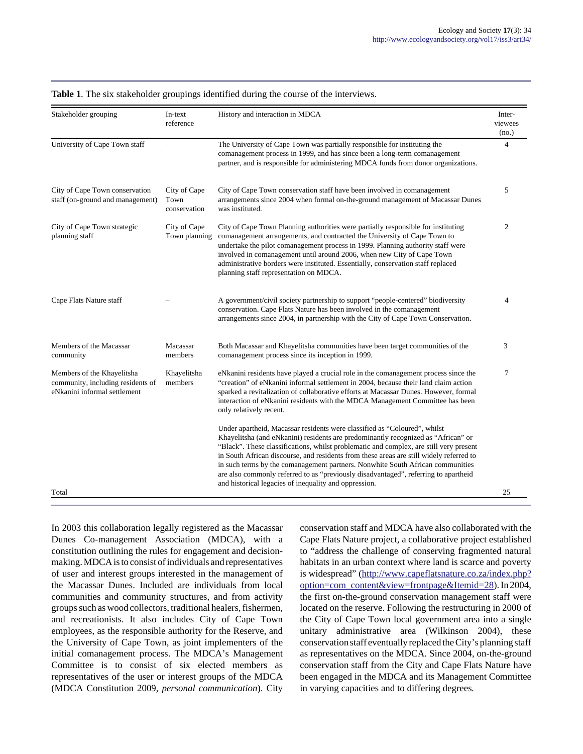**Table 1**. The six stakeholder groupings identified during the course of the interviews.

| Stakeholder grouping | In-text reference | History and interaction in MDCA | Interviewees (no.) |
|---|---|---|---|
| University of Cape Town staff | – | The University of Cape Town was partially responsible for instituting the comanagement process in 1999, and has since been a long-term comanagement partner, and is responsible for administering MDCA funds from donor organizations. | 4 |
| City of Cape Town conservation staff (on-ground and management) | City of Cape Town conservation | City of Cape Town conservation staff have been involved in comanagement arrangements since 2004 when formal on-the-ground management of Macassar Dunes was instituted. | 5 |
| City of Cape Town strategic planning staff | City of Cape Town planning | City of Cape Town Planning authorities were partially responsible for instituting comanagement arrangements, and contracted the University of Cape Town to undertake the pilot comanagement process in 1999. Planning authority staff were involved in comanagement until around 2006, when new City of Cape Town administrative borders were instituted. Essentially, conservation staff replaced planning staff representation on MDCA. | 2 |
| Cape Flats Nature staff | – | A government/civil society partnership to support "people-centered" biodiversity conservation. Cape Flats Nature has been involved in the comanagement arrangements since 2004, in partnership with the City of Cape Town Conservation. | 4 |
| Members of the Macassar community | Macassar members | Both Macassar and Khayelitsha communities have been target communities of the comanagement process since its inception in 1999. | 3 |
| Members of the Khayelitsha community, including residents of eNkanini informal settlement | Khayelitsha members | eNkanini residents have played a crucial role in the comanagement process since the "creation" of eNkanini informal settlement in 2004, because their land claim action sparked a revitalization of collaborative efforts at Macassar Dunes. However, formal interaction of eNkanini residents with the MDCA Management Committee has been only relatively recent.<br><br>Under apartheid, Macassar residents were classified as "Coloured", whilst Khayelitsha (and eNkanini) residents are predominantly recognized as "African" or "Black". These classifications, whilst problematic and complex, are still very present in South African discourse, and residents from these areas are still widely referred to in such terms by the comanagement partners. Nonwhite South African communities are also commonly referred to as "previously disadvantaged", referring to apartheid and historical legacies of inequality and oppression. | 7 |
| Total | | | 25 |

In 2003 this collaboration legally registered as the Macassar Dunes Co-management Association (MDCA), with a constitution outlining the rules for engagement and decision-making. MDCA is to consist of individuals and representatives of user and interest groups interested in the management of the Macassar Dunes. Included are individuals from local communities and community structures, and from activity groups such as wood collectors, traditional healers, fishermen, and recreationists. It also includes City of Cape Town employees, as the responsible authority for the Reserve, and the University of Cape Town, as joint implementers of the initial comanagement process. The MDCA's Management Committee is to consist of six elected members as representatives of the user or interest groups of the MDCA (MDCA Constitution 2009, *personal communication*). City conservation staff and MDCA have also collaborated with the Cape Flats Nature project, a collaborative project established to "address the challenge of conserving fragmented natural habitats in an urban context where land is scarce and poverty is widespread" (http://www.capeflatsnature.co.za/index.php?option=com_content&view=frontpage&Itemid=28). In 2004, the first on-the-ground conservation management staff were located on the reserve. Following the restructuring in 2000 of the City of Cape Town local government area into a single unitary administrative area (Wilkinson 2004), these conservation staff eventually replaced the City's planning staff as representatives on the MDCA. Since 2004, on-the-ground conservation staff from the City and Cape Flats Nature have been engaged in the MDCA and its Management Committee in varying capacities and to differing degrees.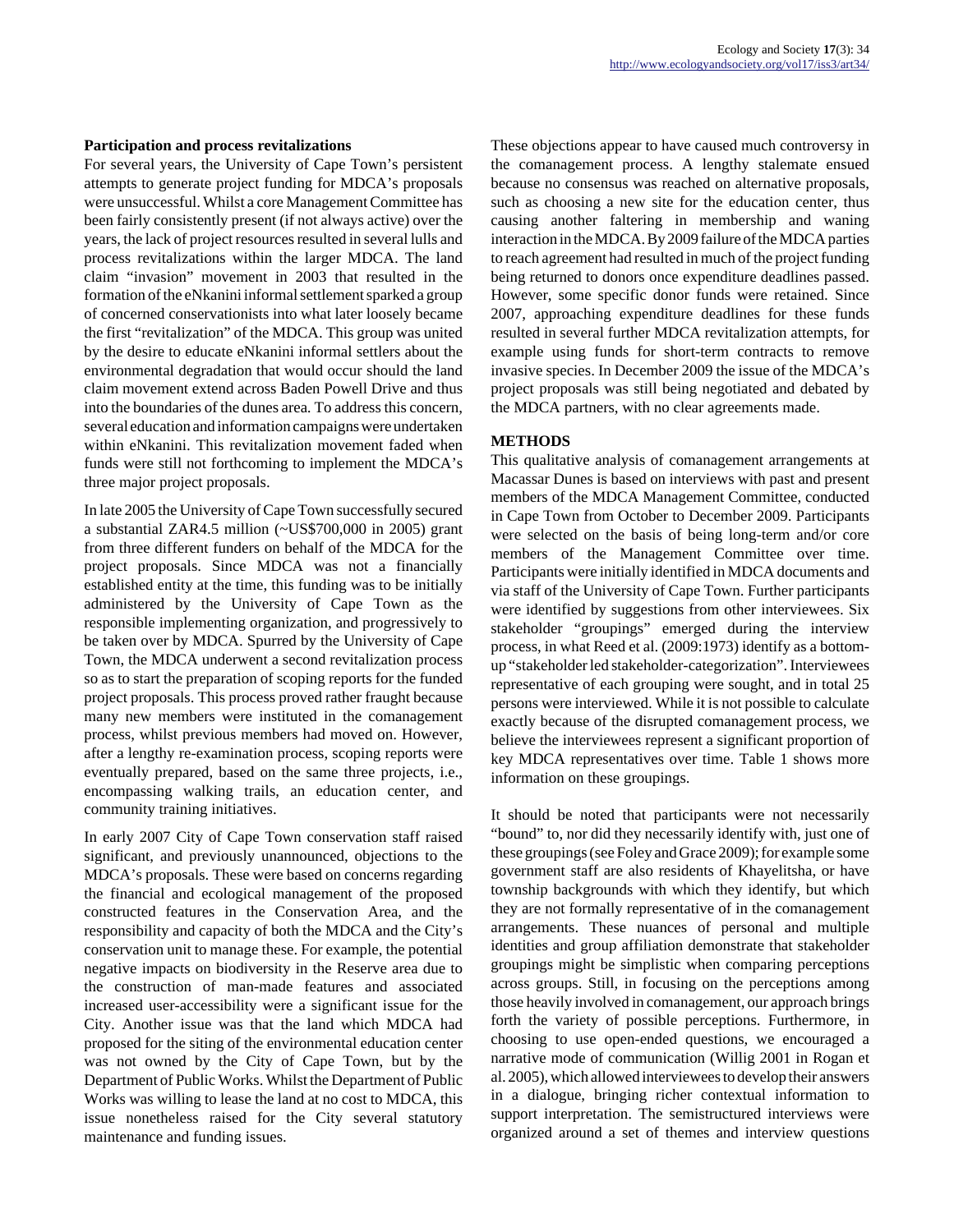**Participation and process revitalizations**

For several years, the University of Cape Town's persistent attempts to generate project funding for MDCA's proposals were unsuccessful. Whilst a core Management Committee has been fairly consistently present (if not always active) over the years, the lack of project resources resulted in several lulls and process revitalizations within the larger MDCA. The land claim "invasion" movement in 2003 that resulted in the formation of the eNkanini informal settlement sparked a group of concerned conservationists into what later loosely became the first "revitalization" of the MDCA. This group was united by the desire to educate eNkanini informal settlers about the environmental degradation that would occur should the land claim movement extend across Baden Powell Drive and thus into the boundaries of the dunes area. To address this concern, several education and information campaigns were undertaken within eNkanini. This revitalization movement faded when funds were still not forthcoming to implement the MDCA's three major project proposals.

In late 2005 the University of Cape Town successfully secured a substantial ZAR4.5 million (~US$700,000 in 2005) grant from three different funders on behalf of the MDCA for the project proposals. Since MDCA was not a financially established entity at the time, this funding was to be initially administered by the University of Cape Town as the responsible implementing organization, and progressively to be taken over by MDCA. Spurred by the University of Cape Town, the MDCA underwent a second revitalization process so as to start the preparation of scoping reports for the funded project proposals. This process proved rather fraught because many new members were instituted in the comanagement process, whilst previous members had moved on. However, after a lengthy re-examination process, scoping reports were eventually prepared, based on the same three projects, i.e., encompassing walking trails, an education center, and community training initiatives.

In early 2007 City of Cape Town conservation staff raised significant, and previously unannounced, objections to the MDCA's proposals. These were based on concerns regarding the financial and ecological management of the proposed constructed features in the Conservation Area, and the responsibility and capacity of both the MDCA and the City's conservation unit to manage these. For example, the potential negative impacts on biodiversity in the Reserve area due to the construction of man-made features and associated increased user-accessibility were a significant issue for the City. Another issue was that the land which MDCA had proposed for the siting of the environmental education center was not owned by the City of Cape Town, but by the Department of Public Works. Whilst the Department of Public Works was willing to lease the land at no cost to MDCA, this issue nonetheless raised for the City several statutory maintenance and funding issues.

These objections appear to have caused much controversy in the comanagement process. A lengthy stalemate ensued because no consensus was reached on alternative proposals, such as choosing a new site for the education center, thus causing another faltering in membership and waning interaction in the MDCA. By 2009 failure of the MDCA parties to reach agreement had resulted in much of the project funding being returned to donors once expenditure deadlines passed. However, some specific donor funds were retained. Since 2007, approaching expenditure deadlines for these funds resulted in several further MDCA revitalization attempts, for example using funds for short-term contracts to remove invasive species. In December 2009 the issue of the MDCA's project proposals was still being negotiated and debated by the MDCA partners, with no clear agreements made.

## METHODS

This qualitative analysis of comanagement arrangements at Macassar Dunes is based on interviews with past and present members of the MDCA Management Committee, conducted in Cape Town from October to December 2009. Participants were selected on the basis of being long-term and/or core members of the Management Committee over time. Participants were initially identified in MDCA documents and via staff of the University of Cape Town. Further participants were identified by suggestions from other interviewees. Six stakeholder "groupings" emerged during the interview process, in what Reed et al. (2009:1973) identify as a bottom-up "stakeholder led stakeholder-categorization". Interviewees representative of each grouping were sought, and in total 25 persons were interviewed. While it is not possible to calculate exactly because of the disrupted comanagement process, we believe the interviewees represent a significant proportion of key MDCA representatives over time. Table 1 shows more information on these groupings.

It should be noted that participants were not necessarily "bound" to, nor did they necessarily identify with, just one of these groupings (see Foley and Grace 2009); for example some government staff are also residents of Khayelitsha, or have township backgrounds with which they identify, but which they are not formally representative of in the comanagement arrangements. These nuances of personal and multiple identities and group affiliation demonstrate that stakeholder groupings might be simplistic when comparing perceptions across groups. Still, in focusing on the perceptions among those heavily involved in comanagement, our approach brings forth the variety of possible perceptions. Furthermore, in choosing to use open-ended questions, we encouraged a narrative mode of communication (Willig 2001 in Rogan et al. 2005), which allowed interviewees to develop their answers in a dialogue, bringing richer contextual information to support interpretation. The semistructured interviews were organized around a set of themes and interview questions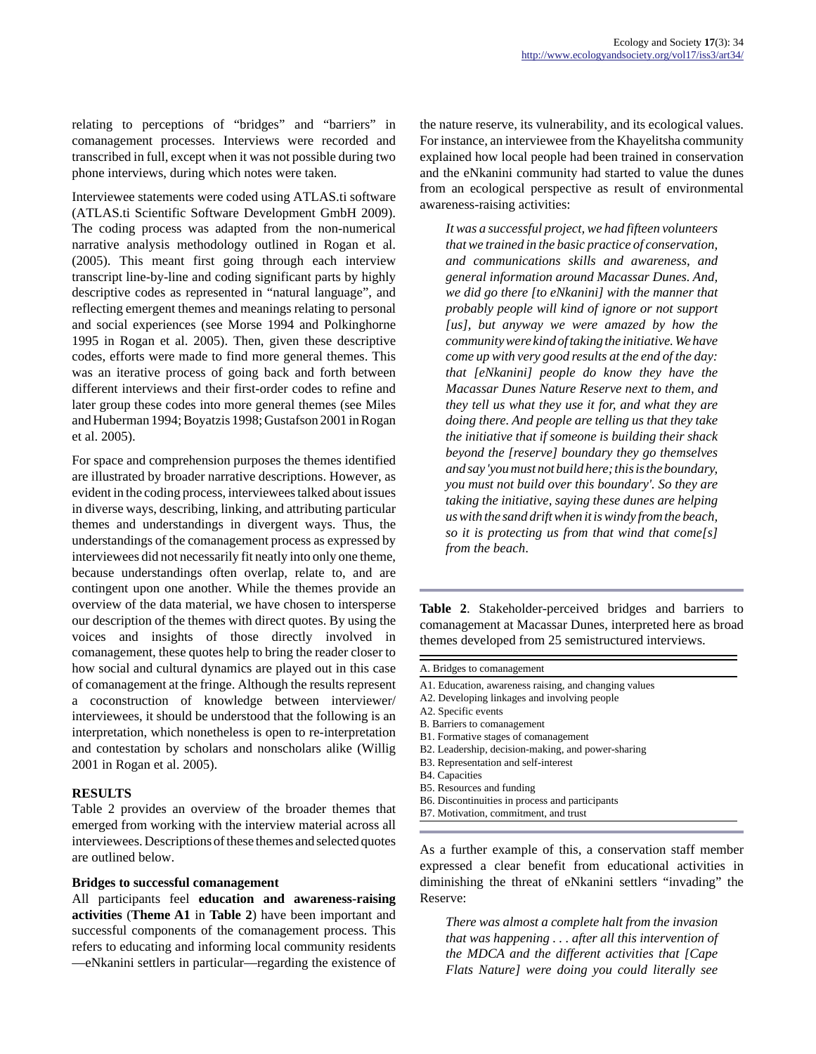relating to perceptions of "bridges" and "barriers" in comanagement processes. Interviews were recorded and transcribed in full, except when it was not possible during two phone interviews, during which notes were taken.

Interviewee statements were coded using ATLAS.ti software (ATLAS.ti Scientific Software Development GmbH 2009). The coding process was adapted from the non-numerical narrative analysis methodology outlined in Rogan et al. (2005). This meant first going through each interview transcript line-by-line and coding significant parts by highly descriptive codes as represented in "natural language", and reflecting emergent themes and meanings relating to personal and social experiences (see Morse 1994 and Polkinghorne 1995 in Rogan et al. 2005). Then, given these descriptive codes, efforts were made to find more general themes. This was an iterative process of going back and forth between different interviews and their first-order codes to refine and later group these codes into more general themes (see Miles and Huberman 1994; Boyatzis 1998; Gustafson 2001 in Rogan et al. 2005).

For space and comprehension purposes the themes identified are illustrated by broader narrative descriptions. However, as evident in the coding process, interviewees talked about issues in diverse ways, describing, linking, and attributing particular themes and understandings in divergent ways. Thus, the understandings of the comanagement process as expressed by interviewees did not necessarily fit neatly into only one theme, because understandings often overlap, relate to, and are contingent upon one another. While the themes provide an overview of the data material, we have chosen to intersperse our description of the themes with direct quotes. By using the voices and insights of those directly involved in comanagement, these quotes help to bring the reader closer to how social and cultural dynamics are played out in this case of comanagement at the fringe. Although the results represent a coconstruction of knowledge between interviewer/interviewees, it should be understood that the following is an interpretation, which nonetheless is open to re-interpretation and contestation by scholars and nonscholars alike (Willig 2001 in Rogan et al. 2005).

## RESULTS

Table 2 provides an overview of the broader themes that emerged from working with the interview material across all interviewees. Descriptions of these themes and selected quotes are outlined below.

### Bridges to successful comanagement

All participants feel **education and awareness-raising activities** (**Theme A1** in **Table 2**) have been important and successful components of the comanagement process. This refers to educating and informing local community residents —eNkanini settlers in particular—regarding the existence of the nature reserve, its vulnerability, and its ecological values. For instance, an interviewee from the Khayelitsha community explained how local people had been trained in conservation and the eNkanini community had started to value the dunes from an ecological perspective as result of environmental awareness-raising activities:

> *It was a successful project, we had fifteen volunteers that we trained in the basic practice of conservation, and communications skills and awareness, and general information around Macassar Dunes. And, we did go there [to eNkanini] with the manner that probably people will kind of ignore or not support [us], but anyway we were amazed by how the community were kind of taking the initiative. We have come up with very good results at the end of the day: that [eNkanini] people do know they have the Macassar Dunes Nature Reserve next to them, and they tell us what they use it for, and what they are doing there. And people are telling us that they take the initiative that if someone is building their shack beyond the [reserve] boundary they go themselves and say 'you must not build here; this is the boundary, you must not build over this boundary'. So they are taking the initiative, saying these dunes are helping us with the sand drift when it is windy from the beach, so it is protecting us from that wind that come[s] from the beach.*

**Table 2**. Stakeholder-perceived bridges and barriers to comanagement at Macassar Dunes, interpreted here as broad themes developed from 25 semistructured interviews.

| A. Bridges to comanagement |
|---|
| A1. Education, awareness raising, and changing values |
| A2. Developing linkages and involving people |
| A2. Specific events |
| B. Barriers to comanagement |
| B1. Formative stages of comanagement |
| B2. Leadership, decision-making, and power-sharing |
| B3. Representation and self-interest |
| B4. Capacities |
| B5. Resources and funding |
| B6. Discontinuities in process and participants |
| B7. Motivation, commitment, and trust |

As a further example of this, a conservation staff member expressed a clear benefit from educational activities in diminishing the threat of eNkanini settlers "invading" the Reserve:

> *There was almost a complete halt from the invasion that was happening . . . after all this intervention of the MDCA and the different activities that [Cape Flats Nature] were doing you could literally see*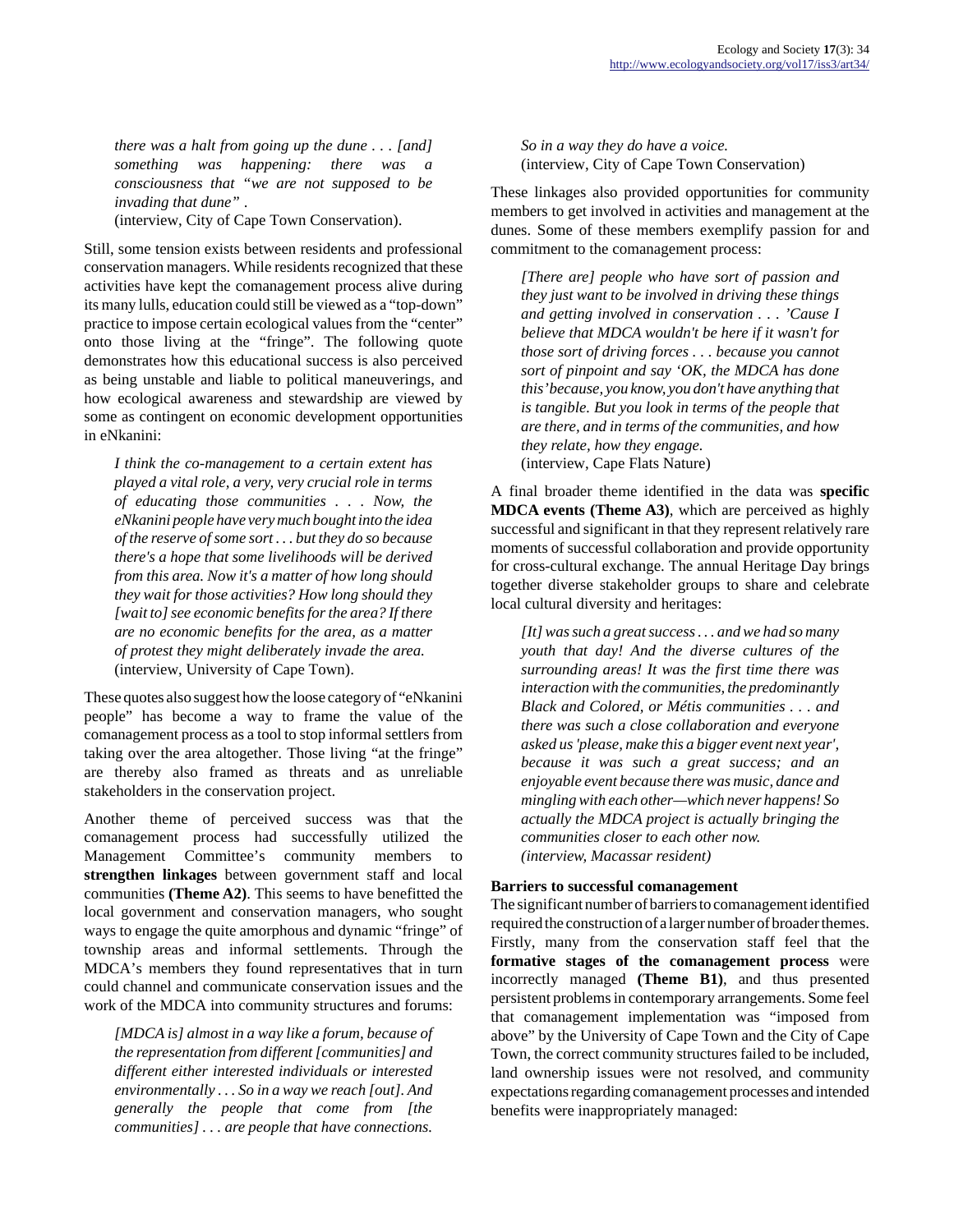*there was a halt from going up the dune . . . [and] something was happening: there was a consciousness that "we are not supposed to be invading that dune"* .
(interview, City of Cape Town Conservation).

Still, some tension exists between residents and professional conservation managers. While residents recognized that these activities have kept the comanagement process alive during its many lulls, education could still be viewed as a "top-down" practice to impose certain ecological values from the "center" onto those living at the "fringe". The following quote demonstrates how this educational success is also perceived as being unstable and liable to political maneuverings, and how ecological awareness and stewardship are viewed by some as contingent on economic development opportunities in eNkanini:

> *I think the co-management to a certain extent has played a vital role, a very, very crucial role in terms of educating those communities . . . Now, the eNkanini people have very much bought into the idea of the reserve of some sort . . . but they do so because there's a hope that some livelihoods will be derived from this area. Now it's a matter of how long should they wait for those activities? How long should they [wait to] see economic benefits for the area? If there are no economic benefits for the area, as a matter of protest they might deliberately invade the area.*
> (interview, University of Cape Town).

These quotes also suggest how the loose category of "eNkanini people" has become a way to frame the value of the comanagement process as a tool to stop informal settlers from taking over the area altogether. Those living "at the fringe" are thereby also framed as threats and as unreliable stakeholders in the conservation project.

Another theme of perceived success was that the comanagement process had successfully utilized the Management Committee's community members to **strengthen linkages** between government staff and local communities **(Theme A2)**. This seems to have benefitted the local government and conservation managers, who sought ways to engage the quite amorphous and dynamic "fringe" of township areas and informal settlements. Through the MDCA's members they found representatives that in turn could channel and communicate conservation issues and the work of the MDCA into community structures and forums:

> *[MDCA is] almost in a way like a forum, because of the representation from different [communities] and different either interested individuals or interested environmentally . . . So in a way we reach [out]. And generally the people that come from [the communities] . . . are people that have connections. So in a way they do have a voice.*
> (interview, City of Cape Town Conservation)

These linkages also provided opportunities for community members to get involved in activities and management at the dunes. Some of these members exemplify passion for and commitment to the comanagement process:

> *[There are] people who have sort of passion and they just want to be involved in driving these things and getting involved in conservation . . . 'Cause I believe that MDCA wouldn't be here if it wasn't for those sort of driving forces . . . because you cannot sort of pinpoint and say 'OK, the MDCA has done this' because, you know, you don't have anything that is tangible. But you look in terms of the people that are there, and in terms of the communities, and how they relate, how they engage.*
> (interview, Cape Flats Nature)

A final broader theme identified in the data was **specific MDCA events (Theme A3)**, which are perceived as highly successful and significant in that they represent relatively rare moments of successful collaboration and provide opportunity for cross-cultural exchange. The annual Heritage Day brings together diverse stakeholder groups to share and celebrate local cultural diversity and heritages:

> *[It] was such a great success . . . and we had so many youth that day! And the diverse cultures of the surrounding areas! It was the first time there was interaction with the communities, the predominantly Black and Colored, or Métis communities . . . and there was such a close collaboration and everyone asked us 'please, make this a bigger event next year', because it was such a great success; and an enjoyable event because there was music, dance and mingling with each other—which never happens! So actually the MDCA project is actually bringing the communities closer to each other now.*
> *(interview, Macassar resident)*

### Barriers to successful comanagement

The significant number of barriers to comanagement identified required the construction of a larger number of broader themes. Firstly, many from the conservation staff feel that the **formative stages of the comanagement process** were incorrectly managed **(Theme B1)**, and thus presented persistent problems in contemporary arrangements. Some feel that comanagement implementation was "imposed from above" by the University of Cape Town and the City of Cape Town, the correct community structures failed to be included, land ownership issues were not resolved, and community expectations regarding comanagement processes and intended benefits were inappropriately managed: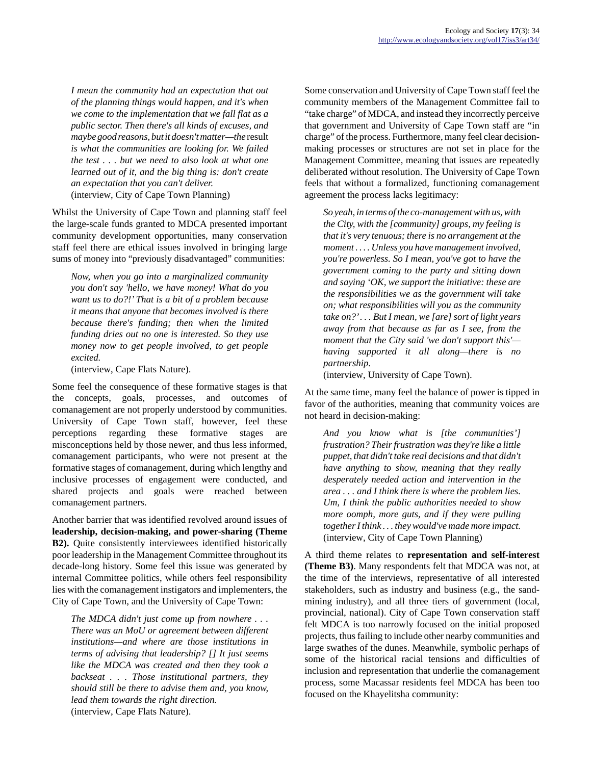> *I mean the community had an expectation that out of the planning things would happen, and it's when we come to the implementation that we fall flat as a public sector. Then there's all kinds of excuses, and maybe good reasons, but it doesn't matter—the* result *is what the communities are looking for. We failed the test . . . but we need to also look at what one learned out of it, and the big thing is: don't create an expectation that you can't deliver.*
> (interview, City of Cape Town Planning)

Whilst the University of Cape Town and planning staff feel the large-scale funds granted to MDCA presented important community development opportunities, many conservation staff feel there are ethical issues involved in bringing large sums of money into "previously disadvantaged" communities:

> *Now, when you go into a marginalized community you don't say 'hello, we have money! What do you want us to do?!' That is a bit of a problem because it means that anyone that becomes involved is there because there's funding; then when the limited funding dries out no one is interested. So they use money now to get people involved, to get people excited.*
> (interview, Cape Flats Nature).

Some feel the consequence of these formative stages is that the concepts, goals, processes, and outcomes of comanagement are not properly understood by communities. University of Cape Town staff, however, feel these perceptions regarding these formative stages are misconceptions held by those newer, and thus less informed, comanagement participants, who were not present at the formative stages of comanagement, during which lengthy and inclusive processes of engagement were conducted, and shared projects and goals were reached between comanagement partners.

Another barrier that was identified revolved around issues of **leadership, decision-making, and power-sharing (Theme B2).** Quite consistently interviewees identified historically poor leadership in the Management Committee throughout its decade-long history. Some feel this issue was generated by internal Committee politics, while others feel responsibility lies with the comanagement instigators and implementers, the City of Cape Town, and the University of Cape Town:

> *The MDCA didn't just come up from nowhere . . . There was an MoU or agreement between different institutions—and where are those institutions in terms of advising that leadership? [] It just seems like the MDCA was created and then they took a backseat . . . Those institutional partners, they should still be there to advise them and, you know, lead them towards the right direction.*
> (interview, Cape Flats Nature).

Some conservation and University of Cape Town staff feel the community members of the Management Committee fail to "take charge" of MDCA, and instead they incorrectly perceive that government and University of Cape Town staff are "in charge" of the process. Furthermore, many feel clear decision-making processes or structures are not set in place for the Management Committee, meaning that issues are repeatedly deliberated without resolution. The University of Cape Town feels that without a formalized, functioning comanagement agreement the process lacks legitimacy:

> *So yeah, in terms of the co-management with us, with the City, with the [community] groups, my feeling is that it's very tenuous; there is no arrangement at the moment . . . . Unless you have management involved, you're powerless. So I mean, you've got to have the government coming to the party and sitting down and saying 'OK, we support the initiative: these are the responsibilities we as the government will take on; what responsibilities will you as the community take on?' . . . But I mean, we [are] sort of light years away from that because as far as I see, from the moment that the City said 'we don't support this'—having supported it all along—there is no partnership.*
> (interview, University of Cape Town).

At the same time, many feel the balance of power is tipped in favor of the authorities, meaning that community voices are not heard in decision-making:

> *And you know what is [the communities'] frustration? Their frustration was they're like a little puppet, that didn't take real decisions and that didn't have anything to show, meaning that they really desperately needed action and intervention in the area . . . and I think there is where the problem lies. Um, I think the public authorities needed to show more oomph, more guts, and if they were pulling together I think . . . they would've made more impact.*
> (interview, City of Cape Town Planning)

A third theme relates to **representation and self-interest (Theme B3)**. Many respondents felt that MDCA was not, at the time of the interviews, representative of all interested stakeholders, such as industry and business (e.g., the sand-mining industry), and all three tiers of government (local, provincial, national). City of Cape Town conservation staff felt MDCA is too narrowly focused on the initial proposed projects, thus failing to include other nearby communities and large swathes of the dunes. Meanwhile, symbolic perhaps of some of the historical racial tensions and difficulties of inclusion and representation that underlie the comanagement process, some Macassar residents feel MDCA has been too focused on the Khayelitsha community: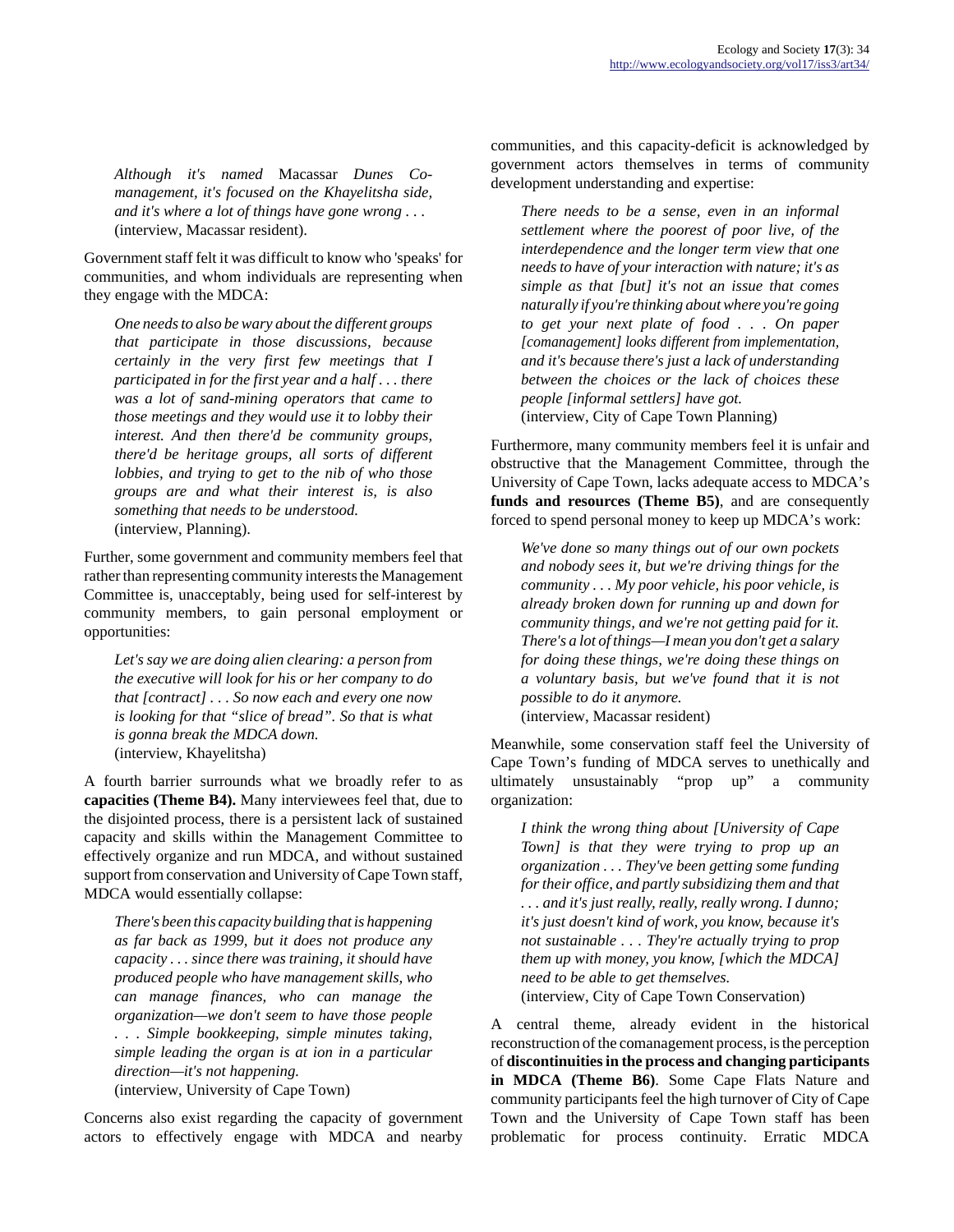> *Although it's named* Macassar *Dunes Co-management, it's focused on the Khayelitsha side, and it's where a lot of things have gone wrong . . .*
> (interview, Macassar resident).

Government staff felt it was difficult to know who 'speaks' for communities, and whom individuals are representing when they engage with the MDCA:

> *One needs to also be wary about the different groups that participate in those discussions, because certainly in the very first few meetings that I participated in for the first year and a half . . . there was a lot of sand-mining operators that came to those meetings and they would use it to lobby their interest. And then there'd be community groups, there'd be heritage groups, all sorts of different lobbies, and trying to get to the nib of who those groups are and what their interest is, is also something that needs to be understood.*
> (interview, Planning).

Further, some government and community members feel that rather than representing community interests the Management Committee is, unacceptably, being used for self-interest by community members, to gain personal employment or opportunities:

> *Let's say we are doing alien clearing: a person from the executive will look for his or her company to do that [contract] . . . So now each and every one now is looking for that "slice of bread". So that is what is gonna break the MDCA down.*
> (interview, Khayelitsha)

A fourth barrier surrounds what we broadly refer to as **capacities (Theme B4).** Many interviewees feel that, due to the disjointed process, there is a persistent lack of sustained capacity and skills within the Management Committee to effectively organize and run MDCA, and without sustained support from conservation and University of Cape Town staff, MDCA would essentially collapse:

> *There's been this capacity building that is happening as far back as 1999, but it does not produce any capacity . . . since there was training, it should have produced people who have management skills, who can manage finances, who can manage the organization—we don't seem to have those people . . . Simple bookkeeping, simple minutes taking, simple leading the organ is at ion in a particular direction—it's not happening.*
> (interview, University of Cape Town)

Concerns also exist regarding the capacity of government actors to effectively engage with MDCA and nearby communities, and this capacity-deficit is acknowledged by government actors themselves in terms of community development understanding and expertise:

> *There needs to be a sense, even in an informal settlement where the poorest of poor live, of the interdependence and the longer term view that one needs to have of your interaction with nature; it's as simple as that [but] it's not an issue that comes naturally if you're thinking about where you're going to get your next plate of food . . . On paper [comanagement] looks different from implementation, and it's because there's just a lack of understanding between the choices or the lack of choices these people [informal settlers] have got.*
> (interview, City of Cape Town Planning)

Furthermore, many community members feel it is unfair and obstructive that the Management Committee, through the University of Cape Town, lacks adequate access to MDCA's **funds and resources (Theme B5)**, and are consequently forced to spend personal money to keep up MDCA's work:

> *We've done so many things out of our own pockets and nobody sees it, but we're driving things for the community . . . My poor vehicle, his poor vehicle, is already broken down for running up and down for community things, and we're not getting paid for it. There's a lot of things—I mean you don't get a salary for doing these things, we're doing these things on a voluntary basis, but we've found that it is not possible to do it anymore.*
> (interview, Macassar resident)

Meanwhile, some conservation staff feel the University of Cape Town's funding of MDCA serves to unethically and ultimately unsustainably "prop up" a community organization:

> *I think the wrong thing about [University of Cape Town] is that they were trying to prop up an organization . . . They've been getting some funding for their office, and partly subsidizing them and that . . . and it's just really, really, really wrong. I dunno; it's just doesn't kind of work, you know, because it's not sustainable . . . They're actually trying to prop them up with money, you know, [which the MDCA] need to be able to get themselves.*
> (interview, City of Cape Town Conservation)

A central theme, already evident in the historical reconstruction of the comanagement process, is the perception of **discontinuities in the process and changing participants in MDCA (Theme B6)**. Some Cape Flats Nature and community participants feel the high turnover of City of Cape Town and the University of Cape Town staff has been problematic for process continuity. Erratic MDCA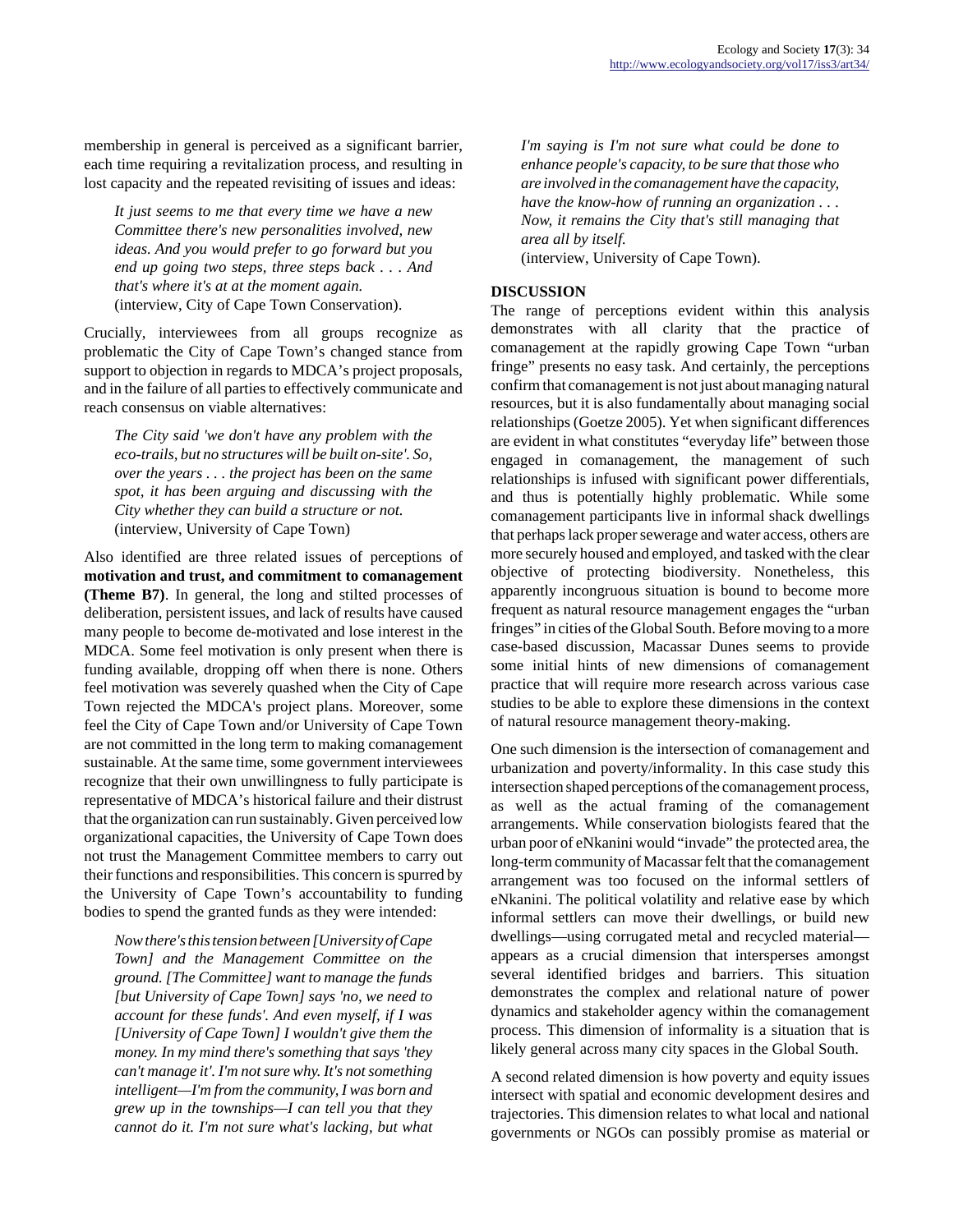membership in general is perceived as a significant barrier, each time requiring a revitalization process, and resulting in lost capacity and the repeated revisiting of issues and ideas:

> *It just seems to me that every time we have a new Committee there's new personalities involved, new ideas. And you would prefer to go forward but you end up going two steps, three steps back . . . And that's where it's at at the moment again.*
> (interview, City of Cape Town Conservation).

Crucially, interviewees from all groups recognize as problematic the City of Cape Town's changed stance from support to objection in regards to MDCA's project proposals, and in the failure of all parties to effectively communicate and reach consensus on viable alternatives:

> *The City said 'we don't have any problem with the eco-trails, but no structures will be built on-site'. So, over the years . . . the project has been on the same spot, it has been arguing and discussing with the City whether they can build a structure or not.*
> (interview, University of Cape Town)

Also identified are three related issues of perceptions of **motivation and trust, and commitment to comanagement (Theme B7)**. In general, the long and stilted processes of deliberation, persistent issues, and lack of results have caused many people to become de-motivated and lose interest in the MDCA. Some feel motivation is only present when there is funding available, dropping off when there is none. Others feel motivation was severely quashed when the City of Cape Town rejected the MDCA's project plans. Moreover, some feel the City of Cape Town and/or University of Cape Town are not committed in the long term to making comanagement sustainable. At the same time, some government interviewees recognize that their own unwillingness to fully participate is representative of MDCA's historical failure and their distrust that the organization can run sustainably. Given perceived low organizational capacities, the University of Cape Town does not trust the Management Committee members to carry out their functions and responsibilities. This concern is spurred by the University of Cape Town's accountability to funding bodies to spend the granted funds as they were intended:

> *Now there's this tension between [University of Cape Town] and the Management Committee on the ground. [The Committee] want to manage the funds [but University of Cape Town] says 'no, we need to account for these funds'. And even myself, if I was [University of Cape Town] I wouldn't give them the money. In my mind there's something that says 'they can't manage it'. I'm not sure why. It's not something intelligent—I'm from the community, I was born and grew up in the townships—I can tell you that they cannot do it. I'm not sure what's lacking, but what I'm saying is I'm not sure what could be done to enhance people's capacity, to be sure that those who are involved in the comanagement have the capacity, have the know-how of running an organization . . . Now, it remains the City that's still managing that area all by itself.*
> (interview, University of Cape Town).

## DISCUSSION

The range of perceptions evident within this analysis demonstrates with all clarity that the practice of comanagement at the rapidly growing Cape Town "urban fringe" presents no easy task. And certainly, the perceptions confirm that comanagement is not just about managing natural resources, but it is also fundamentally about managing social relationships (Goetze 2005). Yet when significant differences are evident in what constitutes "everyday life" between those engaged in comanagement, the management of such relationships is infused with significant power differentials, and thus is potentially highly problematic. While some comanagement participants live in informal shack dwellings that perhaps lack proper sewerage and water access, others are more securely housed and employed, and tasked with the clear objective of protecting biodiversity. Nonetheless, this apparently incongruous situation is bound to become more frequent as natural resource management engages the "urban fringes" in cities of the Global South. Before moving to a more case-based discussion, Macassar Dunes seems to provide some initial hints of new dimensions of comanagement practice that will require more research across various case studies to be able to explore these dimensions in the context of natural resource management theory-making.

One such dimension is the intersection of comanagement and urbanization and poverty/informality. In this case study this intersection shaped perceptions of the comanagement process, as well as the actual framing of the comanagement arrangements. While conservation biologists feared that the urban poor of eNkanini would "invade" the protected area, the long-term community of Macassar felt that the comanagement arrangement was too focused on the informal settlers of eNkanini. The political volatility and relative ease by which informal settlers can move their dwellings, or build new dwellings—using corrugated metal and recycled material—appears as a crucial dimension that intersperses amongst several identified bridges and barriers. This situation demonstrates the complex and relational nature of power dynamics and stakeholder agency within the comanagement process. This dimension of informality is a situation that is likely general across many city spaces in the Global South.

A second related dimension is how poverty and equity issues intersect with spatial and economic development desires and trajectories. This dimension relates to what local and national governments or NGOs can possibly promise as material or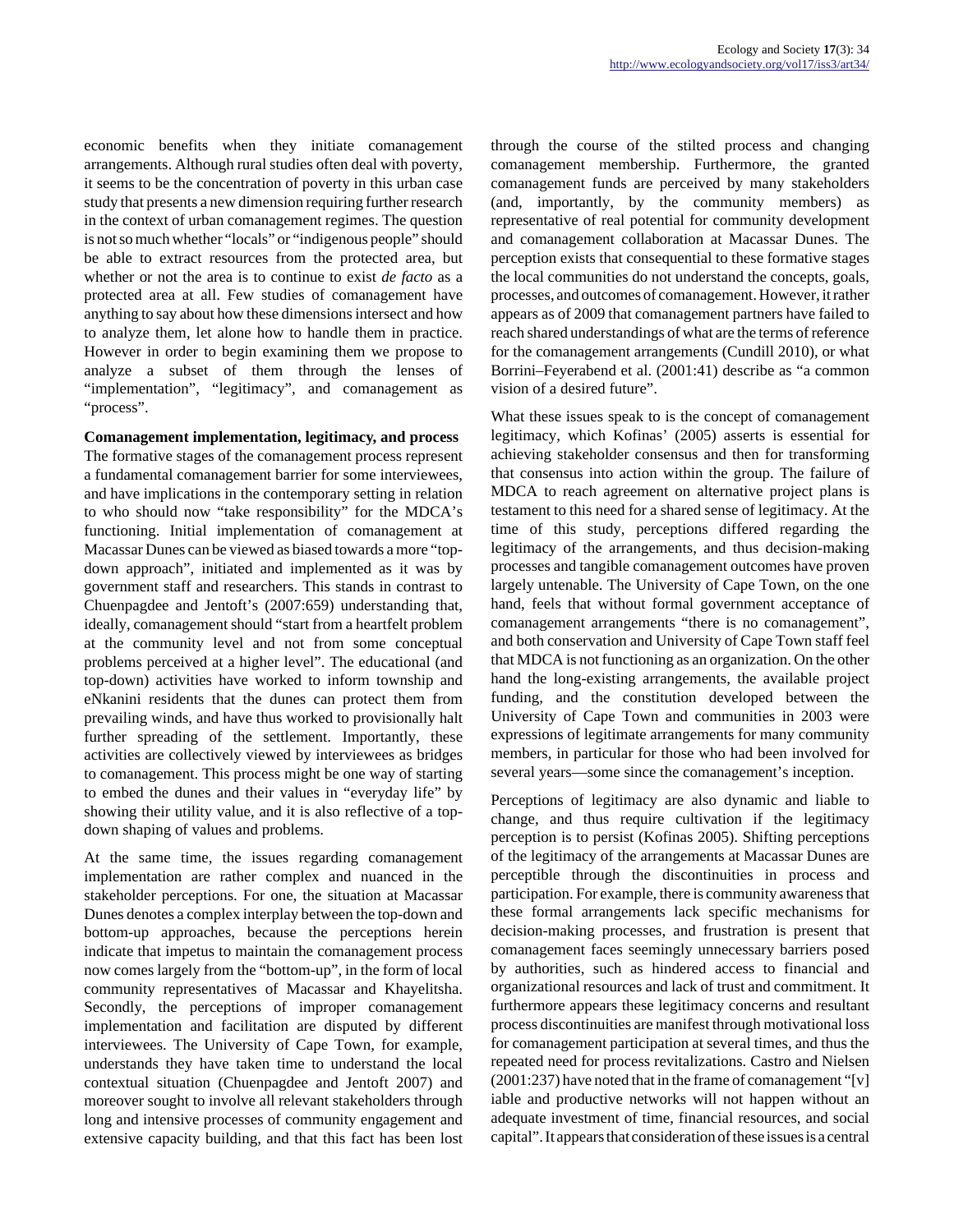economic benefits when they initiate comanagement arrangements. Although rural studies often deal with poverty, it seems to be the concentration of poverty in this urban case study that presents a new dimension requiring further research in the context of urban comanagement regimes. The question is not so much whether "locals" or "indigenous people" should be able to extract resources from the protected area, but whether or not the area is to continue to exist *de facto* as a protected area at all. Few studies of comanagement have anything to say about how these dimensions intersect and how to analyze them, let alone how to handle them in practice. However in order to begin examining them we propose to analyze a subset of them through the lenses of "implementation", "legitimacy", and comanagement as "process".

**Comanagement implementation, legitimacy, and process**

The formative stages of the comanagement process represent a fundamental comanagement barrier for some interviewees, and have implications in the contemporary setting in relation to who should now "take responsibility" for the MDCA's functioning. Initial implementation of comanagement at Macassar Dunes can be viewed as biased towards a more "top-down approach", initiated and implemented as it was by government staff and researchers. This stands in contrast to Chuenpagdee and Jentoft's (2007:659) understanding that, ideally, comanagement should "start from a heartfelt problem at the community level and not from some conceptual problems perceived at a higher level". The educational (and top-down) activities have worked to inform township and eNkanini residents that the dunes can protect them from prevailing winds, and have thus worked to provisionally halt further spreading of the settlement. Importantly, these activities are collectively viewed by interviewees as bridges to comanagement. This process might be one way of starting to embed the dunes and their values in "everyday life" by showing their utility value, and it is also reflective of a top-down shaping of values and problems.

At the same time, the issues regarding comanagement implementation are rather complex and nuanced in the stakeholder perceptions. For one, the situation at Macassar Dunes denotes a complex interplay between the top-down and bottom-up approaches, because the perceptions herein indicate that impetus to maintain the comanagement process now comes largely from the "bottom-up", in the form of local community representatives of Macassar and Khayelitsha. Secondly, the perceptions of improper comanagement implementation and facilitation are disputed by different interviewees. The University of Cape Town, for example, understands they have taken time to understand the local contextual situation (Chuenpagdee and Jentoft 2007) and moreover sought to involve all relevant stakeholders through long and intensive processes of community engagement and extensive capacity building, and that this fact has been lost through the course of the stilted process and changing comanagement membership. Furthermore, the granted comanagement funds are perceived by many stakeholders (and, importantly, by the community members) as representative of real potential for community development and comanagement collaboration at Macassar Dunes. The perception exists that consequential to these formative stages the local communities do not understand the concepts, goals, processes, and outcomes of comanagement. However, it rather appears as of 2009 that comanagement partners have failed to reach shared understandings of what are the terms of reference for the comanagement arrangements (Cundill 2010), or what Borrini–Feyerabend et al. (2001:41) describe as "a common vision of a desired future".

What these issues speak to is the concept of comanagement legitimacy, which Kofinas' (2005) asserts is essential for achieving stakeholder consensus and then for transforming that consensus into action within the group. The failure of MDCA to reach agreement on alternative project plans is testament to this need for a shared sense of legitimacy. At the time of this study, perceptions differed regarding the legitimacy of the arrangements, and thus decision-making processes and tangible comanagement outcomes have proven largely untenable. The University of Cape Town, on the one hand, feels that without formal government acceptance of comanagement arrangements "there is no comanagement", and both conservation and University of Cape Town staff feel that MDCA is not functioning as an organization. On the other hand the long-existing arrangements, the available project funding, and the constitution developed between the University of Cape Town and communities in 2003 were expressions of legitimate arrangements for many community members, in particular for those who had been involved for several years—some since the comanagement's inception.

Perceptions of legitimacy are also dynamic and liable to change, and thus require cultivation if the legitimacy perception is to persist (Kofinas 2005). Shifting perceptions of the legitimacy of the arrangements at Macassar Dunes are perceptible through the discontinuities in process and participation. For example, there is community awareness that these formal arrangements lack specific mechanisms for decision-making processes, and frustration is present that comanagement faces seemingly unnecessary barriers posed by authorities, such as hindered access to financial and organizational resources and lack of trust and commitment. It furthermore appears these legitimacy concerns and resultant process discontinuities are manifest through motivational loss for comanagement participation at several times, and thus the repeated need for process revitalizations. Castro and Nielsen (2001:237) have noted that in the frame of comanagement "[v]iable and productive networks will not happen without an adequate investment of time, financial resources, and social capital". It appears that consideration of these issues is a central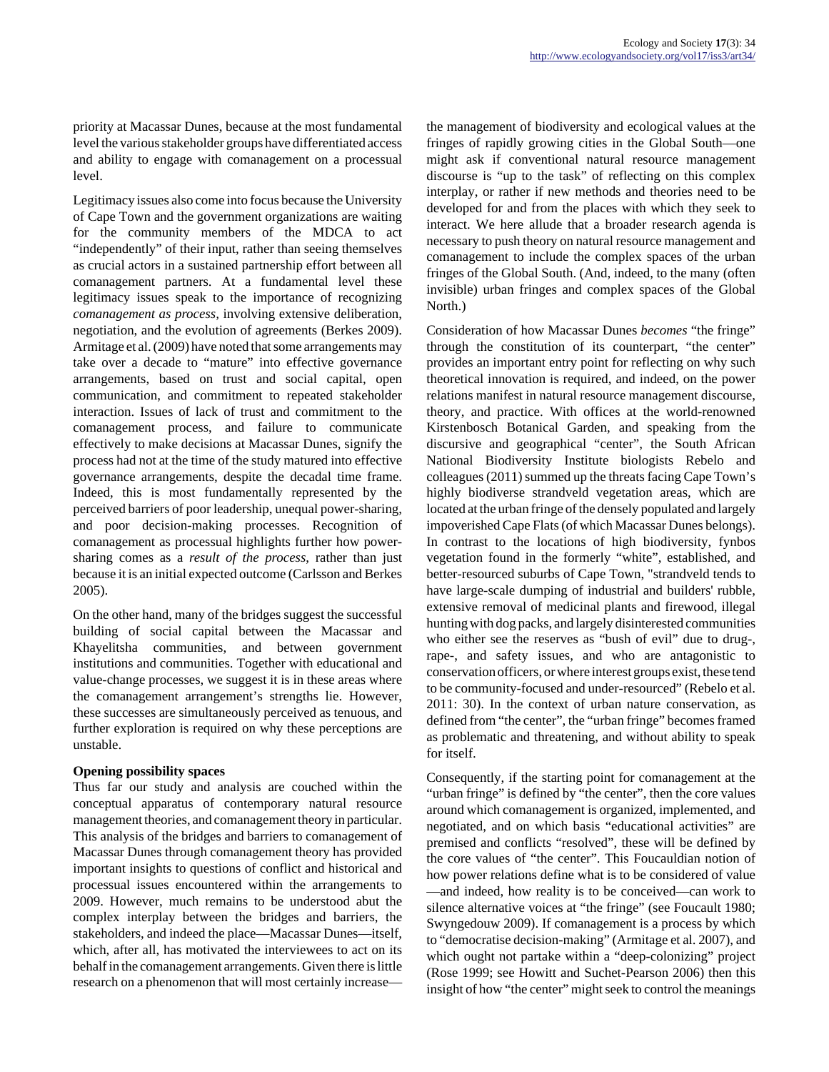priority at Macassar Dunes, because at the most fundamental level the various stakeholder groups have differentiated access and ability to engage with comanagement on a processual level.

Legitimacy issues also come into focus because the University of Cape Town and the government organizations are waiting for the community members of the MDCA to act "independently" of their input, rather than seeing themselves as crucial actors in a sustained partnership effort between all comanagement partners. At a fundamental level these legitimacy issues speak to the importance of recognizing *comanagement as process,* involving extensive deliberation, negotiation, and the evolution of agreements (Berkes 2009). Armitage et al. (2009) have noted that some arrangements may take over a decade to "mature" into effective governance arrangements, based on trust and social capital, open communication, and commitment to repeated stakeholder interaction. Issues of lack of trust and commitment to the comanagement process, and failure to communicate effectively to make decisions at Macassar Dunes, signify the process had not at the time of the study matured into effective governance arrangements, despite the decadal time frame. Indeed, this is most fundamentally represented by the perceived barriers of poor leadership, unequal power-sharing, and poor decision-making processes. Recognition of comanagement as processual highlights further how power-sharing comes as a *result of the process*, rather than just because it is an initial expected outcome (Carlsson and Berkes 2005).

On the other hand, many of the bridges suggest the successful building of social capital between the Macassar and Khayelitsha communities, and between government institutions and communities. Together with educational and value-change processes, we suggest it is in these areas where the comanagement arrangement's strengths lie. However, these successes are simultaneously perceived as tenuous, and further exploration is required on why these perceptions are unstable.

### Opening possibility spaces

Thus far our study and analysis are couched within the conceptual apparatus of contemporary natural resource management theories, and comanagement theory in particular. This analysis of the bridges and barriers to comanagement of Macassar Dunes through comanagement theory has provided important insights to questions of conflict and historical and processual issues encountered within the arrangements to 2009. However, much remains to be understood abut the complex interplay between the bridges and barriers, the stakeholders, and indeed the place—Macassar Dunes—itself, which, after all, has motivated the interviewees to act on its behalf in the comanagement arrangements. Given there is little research on a phenomenon that will most certainly increase—the management of biodiversity and ecological values at the fringes of rapidly growing cities in the Global South—one might ask if conventional natural resource management discourse is "up to the task" of reflecting on this complex interplay, or rather if new methods and theories need to be developed for and from the places with which they seek to interact. We here allude that a broader research agenda is necessary to push theory on natural resource management and comanagement to include the complex spaces of the urban fringes of the Global South. (And, indeed, to the many (often invisible) urban fringes and complex spaces of the Global North.)

Consideration of how Macassar Dunes *becomes* "the fringe" through the constitution of its counterpart, "the center" provides an important entry point for reflecting on why such theoretical innovation is required, and indeed, on the power relations manifest in natural resource management discourse, theory, and practice. With offices at the world-renowned Kirstenbosch Botanical Garden, and speaking from the discursive and geographical "center", the South African National Biodiversity Institute biologists Rebelo and colleagues (2011) summed up the threats facing Cape Town's highly biodiverse strandveld vegetation areas, which are located at the urban fringe of the densely populated and largely impoverished Cape Flats (of which Macassar Dunes belongs). In contrast to the locations of high biodiversity, fynbos vegetation found in the formerly "white", established, and better-resourced suburbs of Cape Town, "strandveld tends to have large-scale dumping of industrial and builders' rubble, extensive removal of medicinal plants and firewood, illegal hunting with dog packs, and largely disinterested communities who either see the reserves as "bush of evil" due to drug-, rape-, and safety issues, and who are antagonistic to conservation officers, or where interest groups exist, these tend to be community-focused and under-resourced" (Rebelo et al. 2011: 30). In the context of urban nature conservation, as defined from "the center", the "urban fringe" becomes framed as problematic and threatening, and without ability to speak for itself.

Consequently, if the starting point for comanagement at the "urban fringe" is defined by "the center", then the core values around which comanagement is organized, implemented, and negotiated, and on which basis "educational activities" are premised and conflicts "resolved", these will be defined by the core values of "the center". This Foucauldian notion of how power relations define what is to be considered of value—and indeed, how reality is to be conceived—can work to silence alternative voices at "the fringe" (see Foucault 1980; Swyngedouw 2009). If comanagement is a process by which to "democratise decision-making" (Armitage et al. 2007), and which ought not partake within a "deep-colonizing" project (Rose 1999; see Howitt and Suchet-Pearson 2006) then this insight of how "the center" might seek to control the meanings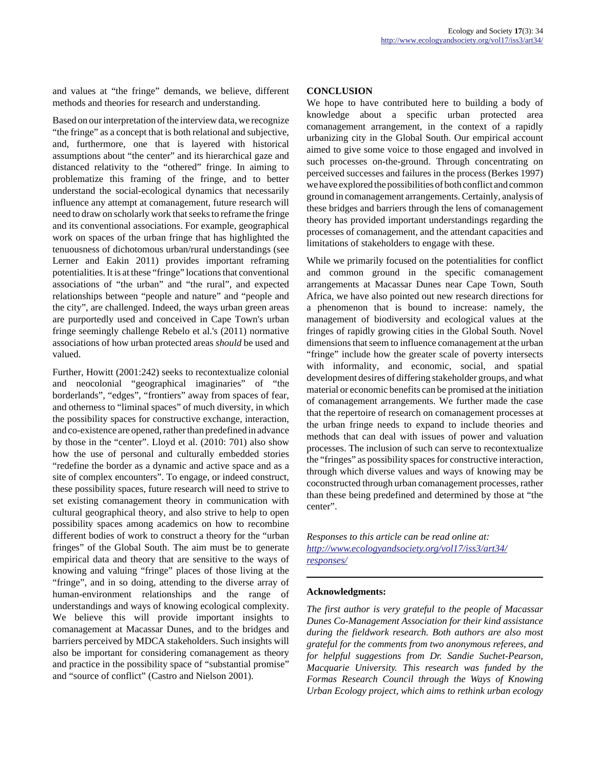and values at "the fringe" demands, we believe, different methods and theories for research and understanding.

Based on our interpretation of the interview data, we recognize "the fringe" as a concept that is both relational and subjective, and, furthermore, one that is layered with historical assumptions about "the center" and its hierarchical gaze and distanced relativity to the "othered" fringe. In aiming to problematize this framing of the fringe, and to better understand the social-ecological dynamics that necessarily influence any attempt at comanagement, future research will need to draw on scholarly work that seeks to reframe the fringe and its conventional associations. For example, geographical work on spaces of the urban fringe that has highlighted the tenuousness of dichotomous urban/rural understandings (see Lerner and Eakin 2011) provides important reframing potentialities. It is at these "fringe" locations that conventional associations of "the urban" and "the rural", and expected relationships between "people and nature" and "people and the city", are challenged. Indeed, the ways urban green areas are purportedly used and conceived in Cape Town's urban fringe seemingly challenge Rebelo et al.'s (2011) normative associations of how urban protected areas *should* be used and valued.

Further, Howitt (2001:242) seeks to recontextualize colonial and neocolonial "geographical imaginaries" of "the borderlands", "edges", "frontiers" away from spaces of fear, and otherness to "liminal spaces" of much diversity, in which the possibility spaces for constructive exchange, interaction, and co-existence are opened, rather than predefined in advance by those in the "center". Lloyd et al. (2010: 701) also show how the use of personal and culturally embedded stories "redefine the border as a dynamic and active space and as a site of complex encounters". To engage, or indeed construct, these possibility spaces, future research will need to strive to set existing comanagement theory in communication with cultural geographical theory, and also strive to help to open possibility spaces among academics on how to recombine different bodies of work to construct a theory for the "urban fringes" of the Global South. The aim must be to generate empirical data and theory that are sensitive to the ways of knowing and valuing "fringe" places of those living at the "fringe", and in so doing, attending to the diverse array of human-environment relationships and the range of understandings and ways of knowing ecological complexity. We believe this will provide important insights to comanagement at Macassar Dunes, and to the bridges and barriers perceived by MDCA stakeholders. Such insights will also be important for considering comanagement as theory and practice in the possibility space of "substantial promise" and "source of conflict" (Castro and Nielson 2001).

## CONCLUSION

We hope to have contributed here to building a body of knowledge about a specific urban protected area comanagement arrangement, in the context of a rapidly urbanizing city in the Global South. Our empirical account aimed to give some voice to those engaged and involved in such processes on-the-ground. Through concentrating on perceived successes and failures in the process (Berkes 1997) we have explored the possibilities of both conflict and common ground in comanagement arrangements. Certainly, analysis of these bridges and barriers through the lens of comanagement theory has provided important understandings regarding the processes of comanagement, and the attendant capacities and limitations of stakeholders to engage with these.

While we primarily focused on the potentialities for conflict and common ground in the specific comanagement arrangements at Macassar Dunes near Cape Town, South Africa, we have also pointed out new research directions for a phenomenon that is bound to increase: namely, the management of biodiversity and ecological values at the fringes of rapidly growing cities in the Global South. Novel dimensions that seem to influence comanagement at the urban "fringe" include how the greater scale of poverty intersects with informality, and economic, social, and spatial development desires of differing stakeholder groups, and what material or economic benefits can be promised at the initiation of comanagement arrangements. We further made the case that the repertoire of research on comanagement processes at the urban fringe needs to expand to include theories and methods that can deal with issues of power and valuation processes. The inclusion of such can serve to recontextualize the "fringes" as possibility spaces for constructive interaction, through which diverse values and ways of knowing may be coconstructed through urban comanagement processes, rather than these being predefined and determined by those at "the center".

*Responses to this article can be read online at:*
*http://www.ecologyandsociety.org/vol17/iss3/art34/responses/*

---

**Acknowledgments:**

*The first author is very grateful to the people of Macassar Dunes Co-Management Association for their kind assistance during the fieldwork research. Both authors are also most grateful for the comments from two anonymous referees, and for helpful suggestions from Dr. Sandie Suchet-Pearson, Macquarie University. This research was funded by the Formas Research Council through the Ways of Knowing Urban Ecology project, which aims to rethink urban ecology*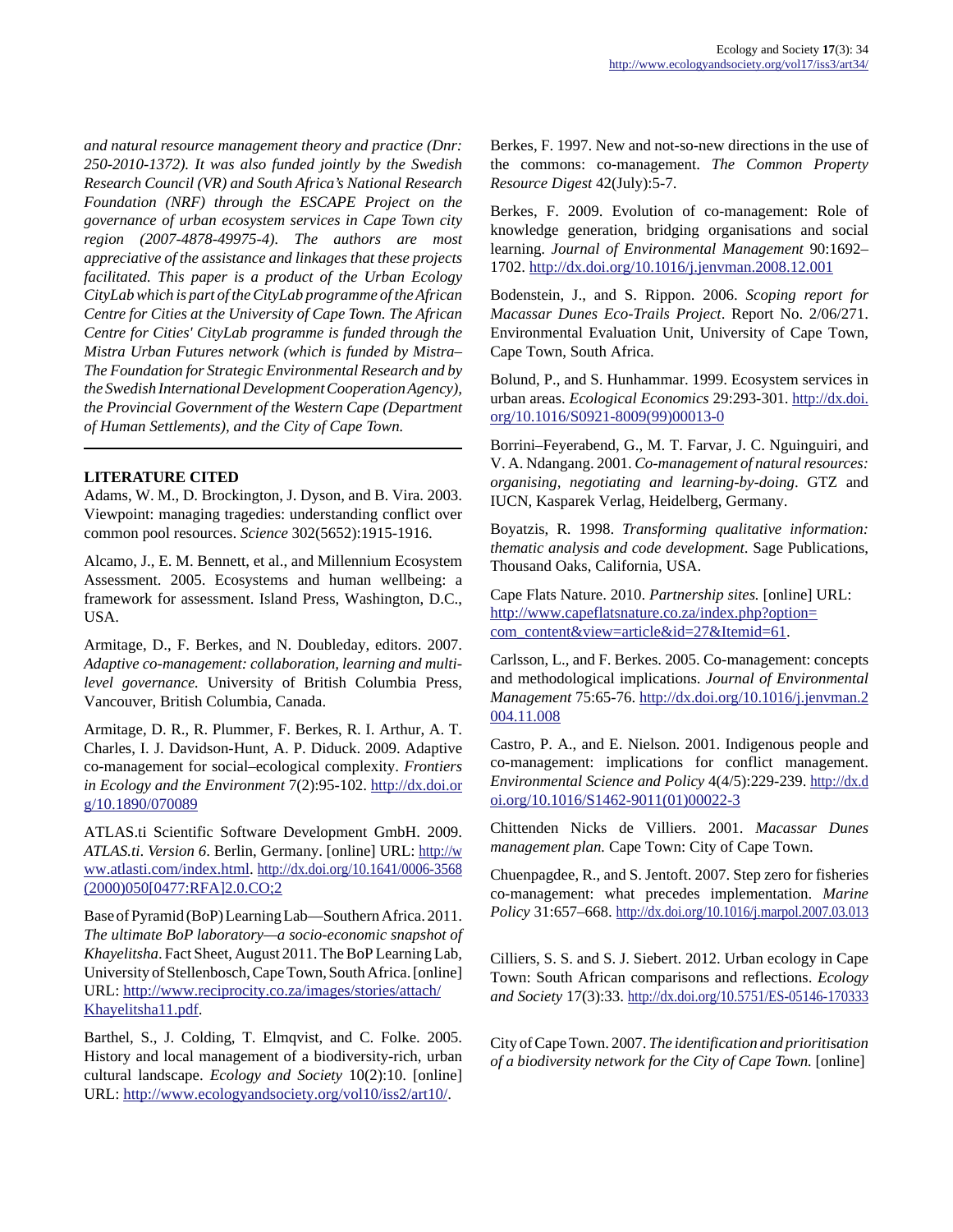*and natural resource management theory and practice (Dnr: 250-2010-1372). It was also funded jointly by the Swedish Research Council (VR) and South Africa's National Research Foundation (NRF) through the ESCAPE Project on the governance of urban ecosystem services in Cape Town city region (2007-4878-49975-4). The authors are most appreciative of the assistance and linkages that these projects facilitated. This paper is a product of the Urban Ecology CityLab which is part of the CityLab programme of the African Centre for Cities at the University of Cape Town. The African Centre for Cities' CityLab programme is funded through the Mistra Urban Futures network (which is funded by Mistra–The Foundation for Strategic Environmental Research and by the Swedish International Development Cooperation Agency), the Provincial Government of the Western Cape (Department of Human Settlements), and the City of Cape Town.*

## LITERATURE CITED

Adams, W. M., D. Brockington, J. Dyson, and B. Vira. 2003. Viewpoint: managing tragedies: understanding conflict over common pool resources. *Science* 302(5652):1915-1916.

Alcamo, J., E. M. Bennett, et al., and Millennium Ecosystem Assessment. 2005. Ecosystems and human wellbeing: a framework for assessment. Island Press, Washington, D.C., USA.

Armitage, D., F. Berkes, and N. Doubleday, editors. 2007. *Adaptive co-management: collaboration, learning and multi-level governance.* University of British Columbia Press, Vancouver, British Columbia, Canada.

Armitage, D. R., R. Plummer, F. Berkes, R. I. Arthur, A. T. Charles, I. J. Davidson-Hunt, A. P. Diduck. 2009. Adaptive co-management for social–ecological complexity. *Frontiers in Ecology and the Environment* 7(2):95-102. http://dx.doi.org/10.1890/070089

ATLAS.ti Scientific Software Development GmbH. 2009. *ATLAS.ti. Version 6*. Berlin, Germany. [online] URL: http://www.atlasti.com/index.html. http://dx.doi.org/10.1641/0006-3568(2000)050[0477:RFA]2.0.CO;2

Base of Pyramid (BoP) Learning Lab—Southern Africa. 2011. *The ultimate BoP laboratory—a socio-economic snapshot of Khayelitsha*. Fact Sheet, August 2011. The BoP Learning Lab, University of Stellenbosch, Cape Town, South Africa. [online] URL: http://www.reciprocity.co.za/images/stories/attach/Khayelitsha11.pdf.

Barthel, S., J. Colding, T. Elmqvist, and C. Folke. 2005. History and local management of a biodiversity-rich, urban cultural landscape. *Ecology and Society* 10(2):10. [online] URL: http://www.ecologyandsociety.org/vol10/iss2/art10/.

Berkes, F. 1997. New and not-so-new directions in the use of the commons: co-management. *The Common Property Resource Digest* 42(July):5-7.

Berkes, F. 2009. Evolution of co-management: Role of knowledge generation, bridging organisations and social learning. *Journal of Environmental Management* 90:1692–1702. http://dx.doi.org/10.1016/j.jenvman.2008.12.001

Bodenstein, J., and S. Rippon. 2006. *Scoping report for Macassar Dunes Eco-Trails Project*. Report No. 2/06/271. Environmental Evaluation Unit, University of Cape Town, Cape Town, South Africa.

Bolund, P., and S. Hunhammar. 1999. Ecosystem services in urban areas. *Ecological Economics* 29:293-301. http://dx.doi.org/10.1016/S0921-8009(99)00013-0

Borrini–Feyerabend, G., M. T. Farvar, J. C. Nguinguiri, and V. A. Ndangang. 2001. *Co-management of natural resources: organising, negotiating and learning-by-doing*. GTZ and IUCN, Kasparek Verlag, Heidelberg, Germany.

Boyatzis, R. 1998. *Transforming qualitative information: thematic analysis and code development*. Sage Publications, Thousand Oaks, California, USA.

Cape Flats Nature. 2010. *Partnership sites.* [online] URL: http://www.capeflatsnature.co.za/index.php?option=com_content&view=article&id=27&Itemid=61.

Carlsson, L., and F. Berkes. 2005. Co-management: concepts and methodological implications. *Journal of Environmental Management* 75:65-76. http://dx.doi.org/10.1016/j.jenvman.2004.11.008

Castro, P. A., and E. Nielson. 2001. Indigenous people and co-management: implications for conflict management. *Environmental Science and Policy* 4(4/5):229-239. http://dx.doi.org/10.1016/S1462-9011(01)00022-3

Chittenden Nicks de Villiers. 2001. *Macassar Dunes management plan.* Cape Town: City of Cape Town.

Chuenpagdee, R., and S. Jentoft. 2007. Step zero for fisheries co-management: what precedes implementation. *Marine Policy* 31:657–668. http://dx.doi.org/10.1016/j.marpol.2007.03.013

Cilliers, S. S. and S. J. Siebert. 2012. Urban ecology in Cape Town: South African comparisons and reflections. *Ecology and Society* 17(3):33. http://dx.doi.org/10.5751/ES-05146-170333

City of Cape Town. 2007. *The identification and prioritisation of a biodiversity network for the City of Cape Town.* [online]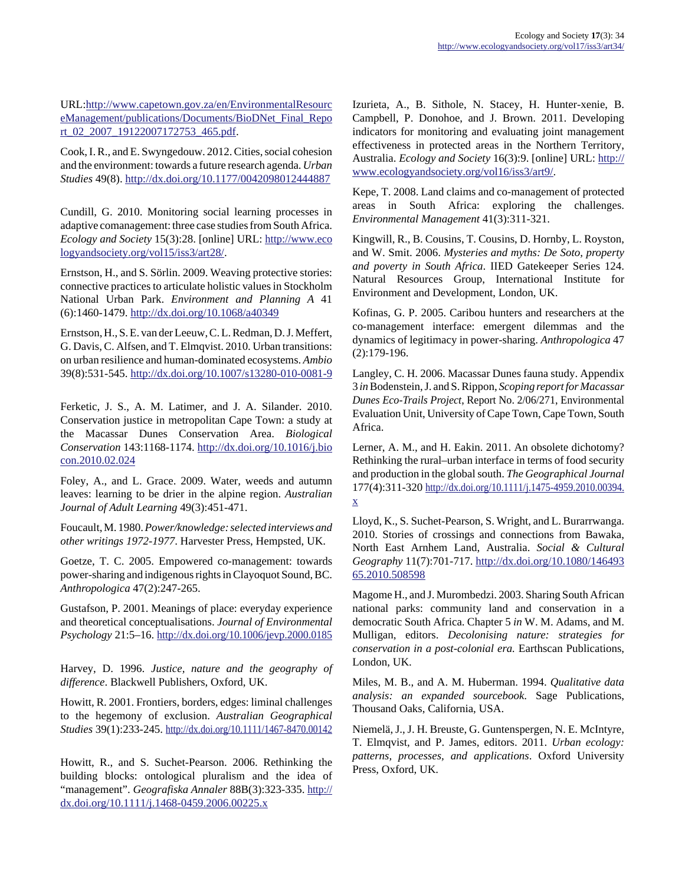URL:http://www.capetown.gov.za/en/EnvironmentalResourceManagement/publications/Documents/BioDNet_Final_Report_02_2007_19122007172753_465.pdf.

Cook, I. R., and E. Swyngedouw. 2012. Cities, social cohesion and the environment: towards a future research agenda. *Urban Studies* 49(8). http://dx.doi.org/10.1177/0042098012444887

Cundill, G. 2010. Monitoring social learning processes in adaptive comanagement: three case studies from South Africa. *Ecology and Society* 15(3):28. [online] URL: http://www.ecologyandsociety.org/vol15/iss3/art28/.

Ernstson, H., and S. Sörlin. 2009. Weaving protective stories: connective practices to articulate holistic values in Stockholm National Urban Park. *Environment and Planning A* 41 (6):1460-1479. http://dx.doi.org/10.1068/a40349

Ernstson, H., S. E. van der Leeuw, C. L. Redman, D. J. Meffert, G. Davis, C. Alfsen, and T. Elmqvist. 2010. Urban transitions: on urban resilience and human-dominated ecosystems. *Ambio* 39(8):531-545. http://dx.doi.org/10.1007/s13280-010-0081-9

Ferketic, J. S., A. M. Latimer, and J. A. Silander. 2010. Conservation justice in metropolitan Cape Town: a study at the Macassar Dunes Conservation Area. *Biological Conservation* 143:1168-1174. http://dx.doi.org/10.1016/j.biocon.2010.02.024

Foley, A., and L. Grace. 2009. Water, weeds and autumn leaves: learning to be drier in the alpine region. *Australian Journal of Adult Learning* 49(3):451-471.

Foucault, M. 1980. *Power/knowledge: selected interviews and other writings 1972-1977*. Harvester Press, Hempsted, UK.

Goetze, T. C. 2005. Empowered co-management: towards power-sharing and indigenous rights in Clayoquot Sound, BC. *Anthropologica* 47(2):247-265.

Gustafson, P. 2001. Meanings of place: everyday experience and theoretical conceptualisations. *Journal of Environmental Psychology* 21:5–16. http://dx.doi.org/10.1006/jevp.2000.0185

Harvey, D. 1996. *Justice, nature and the geography of difference*. Blackwell Publishers, Oxford, UK.

Howitt, R. 2001. Frontiers, borders, edges: liminal challenges to the hegemony of exclusion. *Australian Geographical Studies* 39(1):233-245. http://dx.doi.org/10.1111/1467-8470.00142

Howitt, R., and S. Suchet-Pearson. 2006. Rethinking the building blocks: ontological pluralism and the idea of "management". *Geografiska Annaler* 88B(3):323-335. http://dx.doi.org/10.1111/j.1468-0459.2006.00225.x

Izurieta, A., B. Sithole, N. Stacey, H. Hunter-xenie, B. Campbell, P. Donohoe, and J. Brown. 2011. Developing indicators for monitoring and evaluating joint management effectiveness in protected areas in the Northern Territory, Australia. *Ecology and Society* 16(3):9. [online] URL: http://www.ecologyandsociety.org/vol16/iss3/art9/.

Kepe, T. 2008. Land claims and co-management of protected areas in South Africa: exploring the challenges. *Environmental Management* 41(3):311-321.

Kingwill, R., B. Cousins, T. Cousins, D. Hornby, L. Royston, and W. Smit. 2006. *Mysteries and myths: De Soto, property and poverty in South Africa*. IIED Gatekeeper Series 124. Natural Resources Group, International Institute for Environment and Development, London, UK.

Kofinas, G. P. 2005. Caribou hunters and researchers at the co-management interface: emergent dilemmas and the dynamics of legitimacy in power-sharing. *Anthropologica* 47 (2):179-196.

Langley, C. H. 2006. Macassar Dunes fauna study. Appendix 3 *in* Bodenstein, J. and S. Rippon, *Scoping report for Macassar Dunes Eco-Trails Project*, Report No. 2/06/271, Environmental Evaluation Unit, University of Cape Town, Cape Town, South Africa.

Lerner, A. M., and H. Eakin. 2011. An obsolete dichotomy? Rethinking the rural–urban interface in terms of food security and production in the global south. *The Geographical Journal* 177(4):311-320 http://dx.doi.org/10.1111/j.1475-4959.2010.00394.x

Lloyd, K., S. Suchet-Pearson, S. Wright, and L. Burarrwanga. 2010. Stories of crossings and connections from Bawaka, North East Arnhem Land, Australia. *Social & Cultural Geography* 11(7):701-717. http://dx.doi.org/10.1080/14649365.2010.508598

Magome H., and J. Murombedzi. 2003. Sharing South African national parks: community land and conservation in a democratic South Africa. Chapter 5 *in* W. M. Adams, and M. Mulligan, editors. *Decolonising nature: strategies for conservation in a post-colonial era.* Earthscan Publications, London, UK.

Miles, M. B., and A. M. Huberman. 1994. *Qualitative data analysis: an expanded sourcebook.* Sage Publications, Thousand Oaks, California, USA.

Niemelä, J., J. H. Breuste, G. Guntenspergen, N. E. McIntyre, T. Elmqvist, and P. James, editors. 2011. *Urban ecology: patterns, processes, and applications*. Oxford University Press, Oxford, UK.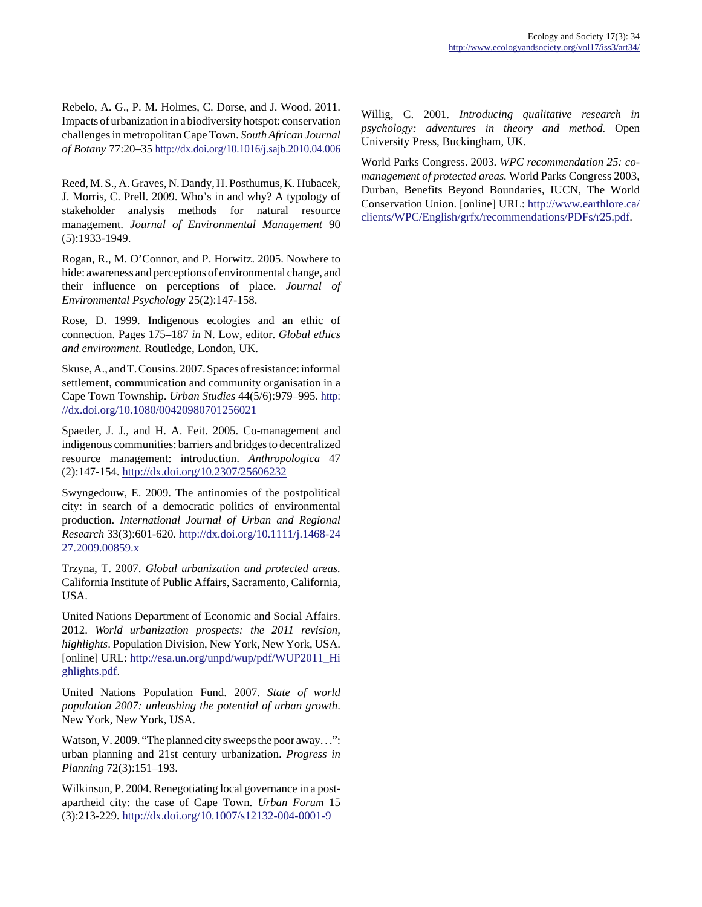Rebelo, A. G., P. M. Holmes, C. Dorse, and J. Wood. 2011. Impacts of urbanization in a biodiversity hotspot: conservation challenges in metropolitan Cape Town. *South African Journal of Botany* 77:20–35 http://dx.doi.org/10.1016/j.sajb.2010.04.006

Reed, M. S., A. Graves, N. Dandy, H. Posthumus, K. Hubacek, J. Morris, C. Prell. 2009. Who's in and why? A typology of stakeholder analysis methods for natural resource management. *Journal of Environmental Management* 90 (5):1933-1949.

Rogan, R., M. O'Connor, and P. Horwitz. 2005. Nowhere to hide: awareness and perceptions of environmental change, and their influence on perceptions of place. *Journal of Environmental Psychology* 25(2):147-158.

Rose, D. 1999. Indigenous ecologies and an ethic of connection. Pages 175–187 *in* N. Low, editor. *Global ethics and environment.* Routledge, London, UK.

Skuse, A., and T. Cousins. 2007. Spaces of resistance: informal settlement, communication and community organisation in a Cape Town Township. *Urban Studies* 44(5/6):979–995. http://dx.doi.org/10.1080/00420980701256021

Spaeder, J. J., and H. A. Feit. 2005. Co-management and indigenous communities: barriers and bridges to decentralized resource management: introduction. *Anthropologica* 47 (2):147-154. http://dx.doi.org/10.2307/25606232

Swyngedouw, E. 2009. The antinomies of the postpolitical city: in search of a democratic politics of environmental production. *International Journal of Urban and Regional Research* 33(3):601-620. http://dx.doi.org/10.1111/j.1468-2427.2009.00859.x

Trzyna, T. 2007. *Global urbanization and protected areas.* California Institute of Public Affairs, Sacramento, California, USA.

United Nations Department of Economic and Social Affairs. 2012. *World urbanization prospects: the 2011 revision, highlights*. Population Division, New York, New York, USA. [online] URL: http://esa.un.org/unpd/wup/pdf/WUP2011_Highlights.pdf.

United Nations Population Fund. 2007. *State of world population 2007: unleashing the potential of urban growth*. New York, New York, USA.

Watson, V. 2009. "The planned city sweeps the poor away…": urban planning and 21st century urbanization. *Progress in Planning* 72(3):151–193.

Wilkinson, P. 2004. Renegotiating local governance in a post-apartheid city: the case of Cape Town. *Urban Forum* 15 (3):213-229. http://dx.doi.org/10.1007/s12132-004-0001-9

Willig, C. 2001. *Introducing qualitative research in psychology: adventures in theory and method.* Open University Press, Buckingham, UK.

World Parks Congress. 2003. *WPC recommendation 25: co-management of protected areas.* World Parks Congress 2003, Durban, Benefits Beyond Boundaries, IUCN, The World Conservation Union. [online] URL: http://www.earthlore.ca/clients/WPC/English/grfx/recommendations/PDFs/r25.pdf.